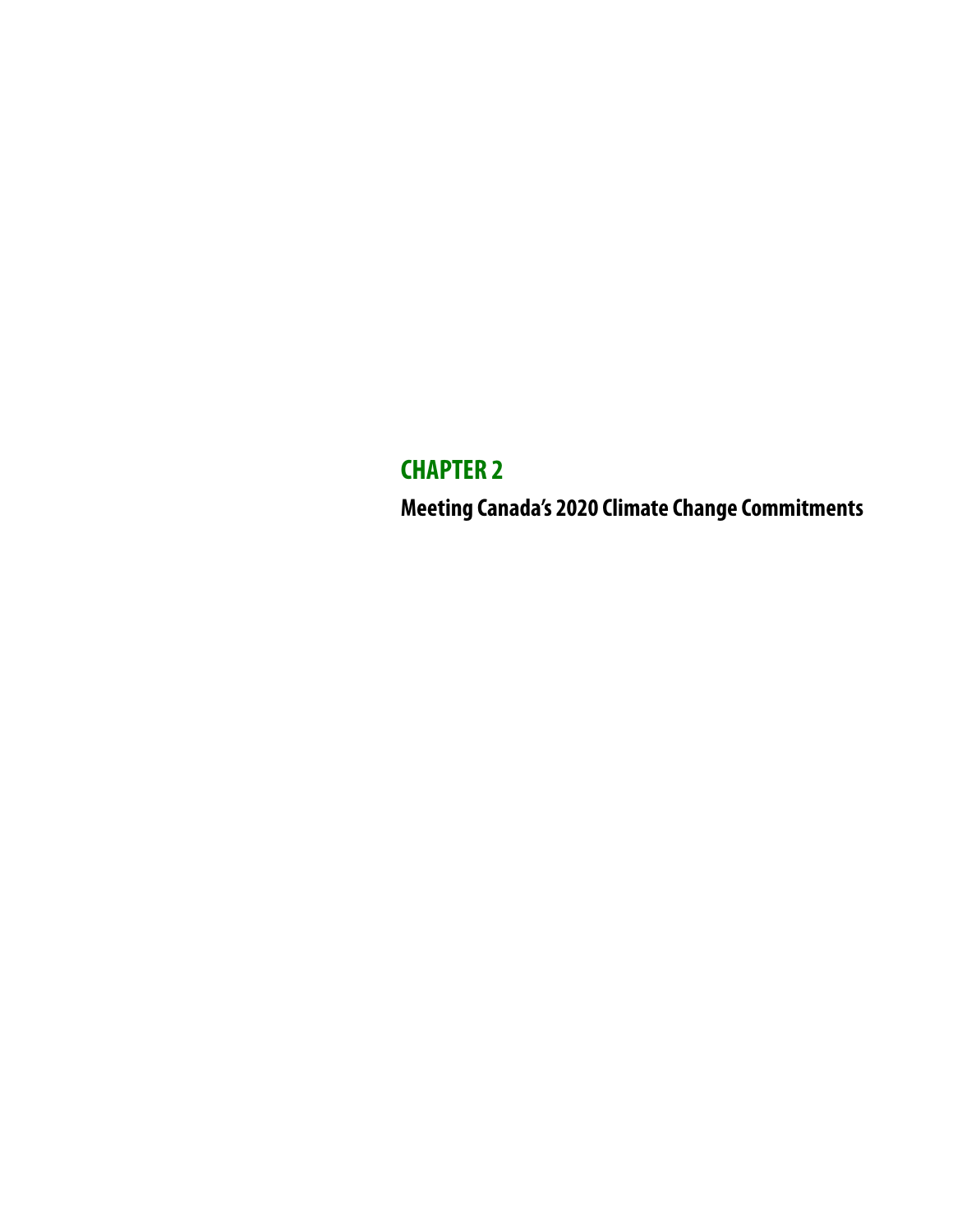# CHAPTER 2

## Meeting Canada's 2020 Climate Change Commitments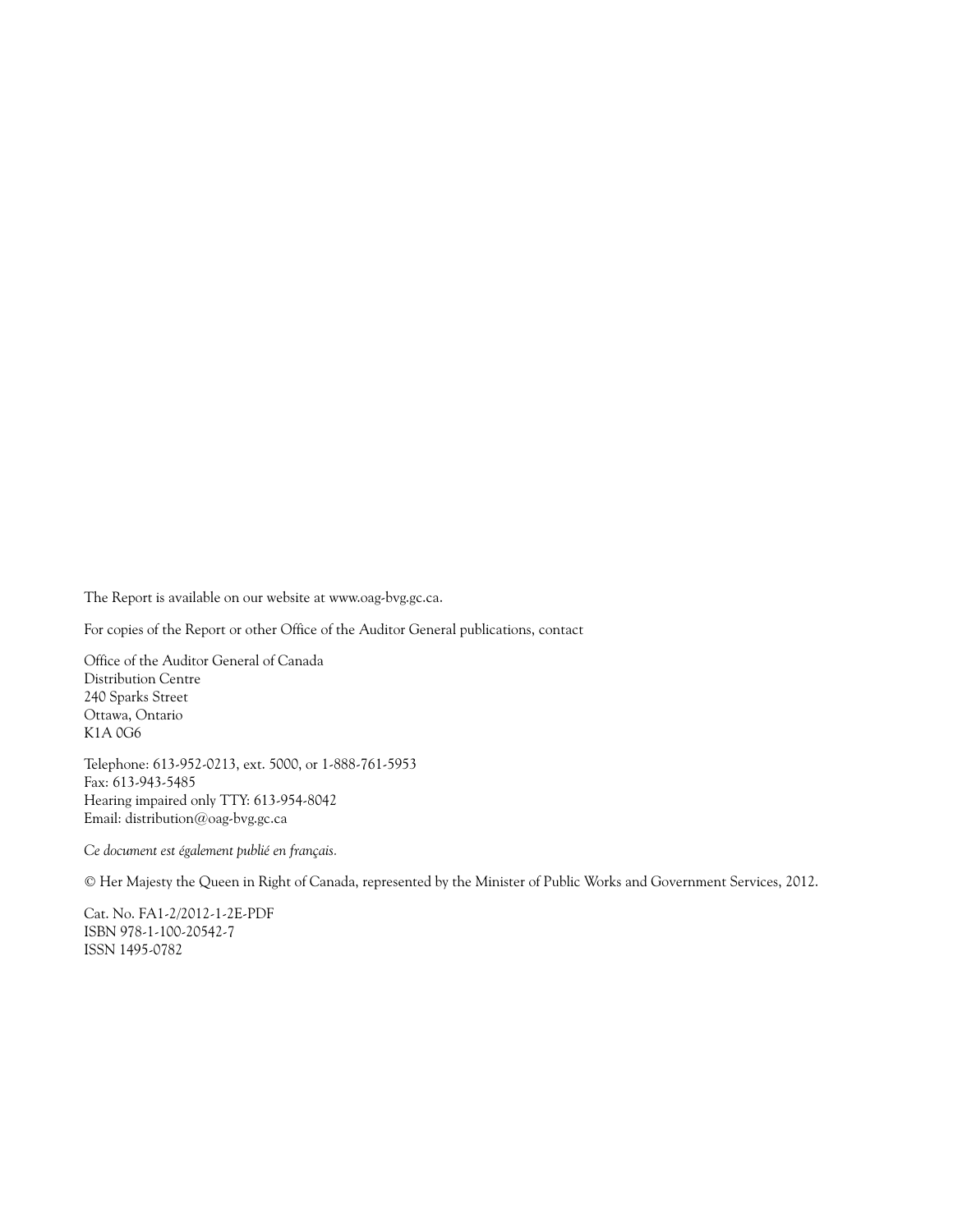The Report is available on our website at www.oag-bvg.gc.ca.

For copies of the Report or other Office of the Auditor General publications, contact

Office of the Auditor General of Canada  
Distribution Centre  
240 Sparks Street  
Ottawa, Ontario  
K1A 0G6

Telephone: 613-952-0213, ext. 5000, or 1-888-761-5953  
Fax: 613-943-5485  
Hearing impaired only TTY: 613-954-8042  
Email: distribution@oag-bvg.gc.ca

*Ce document est également publié en français.*

© Her Majesty the Queen in Right of Canada, represented by the Minister of Public Works and Government Services, 2012.

Cat. No. FA1-2/2012-1-2E-PDF  
ISBN 978-1-100-20542-7  
ISSN 1495-0782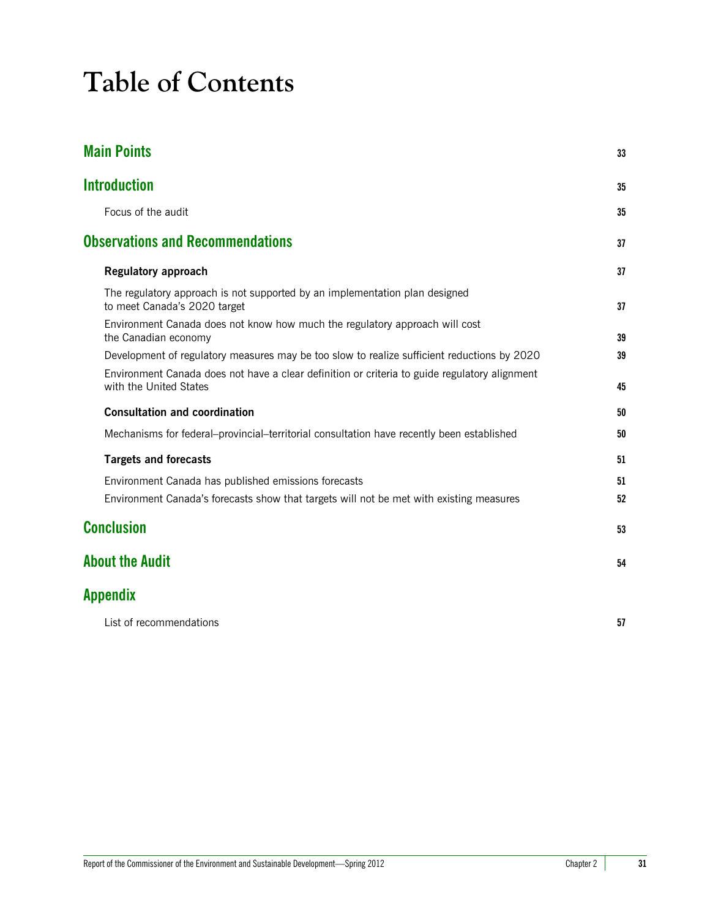# Table of Contents

| | |
|---|---|
| **Main Points** | 33 |
| **Introduction** | 35 |
| Focus of the audit | 35 |
| **Observations and Recommendations** | 37 |
| **Regulatory approach** | 37 |
| The regulatory approach is not supported by an implementation plan designed to meet Canada's 2020 target | 37 |
| Environment Canada does not know how much the regulatory approach will cost the Canadian economy | 39 |
| Development of regulatory measures may be too slow to realize sufficient reductions by 2020 | 39 |
| Environment Canada does not have a clear definition or criteria to guide regulatory alignment with the United States | 45 |
| **Consultation and coordination** | 50 |
| Mechanisms for federal–provincial–territorial consultation have recently been established | 50 |
| **Targets and forecasts** | 51 |
| Environment Canada has published emissions forecasts | 51 |
| Environment Canada's forecasts show that targets will not be met with existing measures | 52 |
| **Conclusion** | 53 |
| **About the Audit** | 54 |
| **Appendix** | |
| List of recommendations | 57 |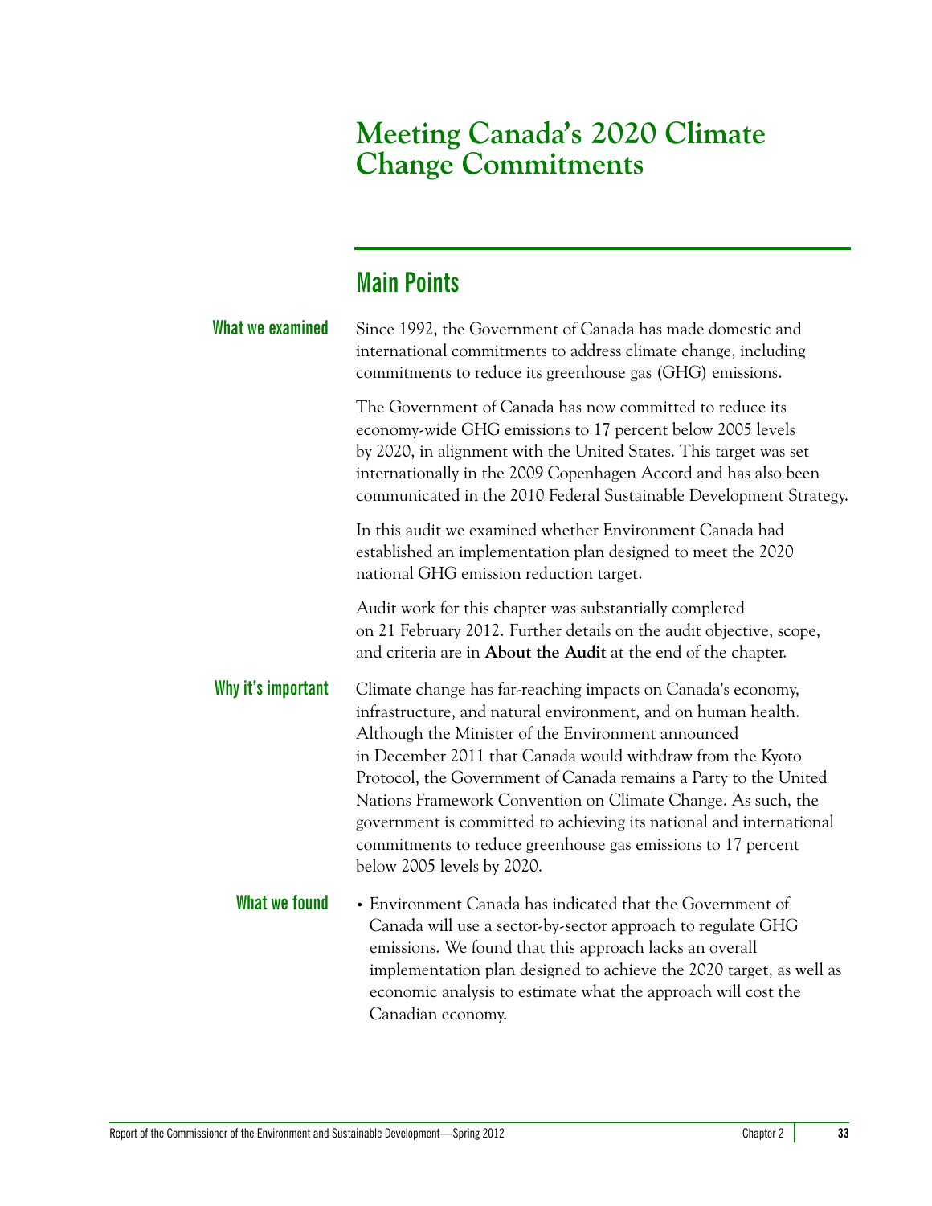# Meeting Canada's 2020 Climate Change Commitments

## Main Points

**What we examined**

Since 1992, the Government of Canada has made domestic and international commitments to address climate change, including commitments to reduce its greenhouse gas (GHG) emissions.

The Government of Canada has now committed to reduce its economy-wide GHG emissions to 17 percent below 2005 levels by 2020, in alignment with the United States. This target was set internationally in the 2009 Copenhagen Accord and has also been communicated in the 2010 Federal Sustainable Development Strategy.

In this audit we examined whether Environment Canada had established an implementation plan designed to meet the 2020 national GHG emission reduction target.

Audit work for this chapter was substantially completed on 21 February 2012. Further details on the audit objective, scope, and criteria are in **About the Audit** at the end of the chapter.

**Why it's important**

Climate change has far-reaching impacts on Canada's economy, infrastructure, and natural environment, and on human health. Although the Minister of the Environment announced in December 2011 that Canada would withdraw from the Kyoto Protocol, the Government of Canada remains a Party to the United Nations Framework Convention on Climate Change. As such, the government is committed to achieving its national and international commitments to reduce greenhouse gas emissions to 17 percent below 2005 levels by 2020.

**What we found**

- Environment Canada has indicated that the Government of Canada will use a sector-by-sector approach to regulate GHG emissions. We found that this approach lacks an overall implementation plan designed to achieve the 2020 target, as well as economic analysis to estimate what the approach will cost the Canadian economy.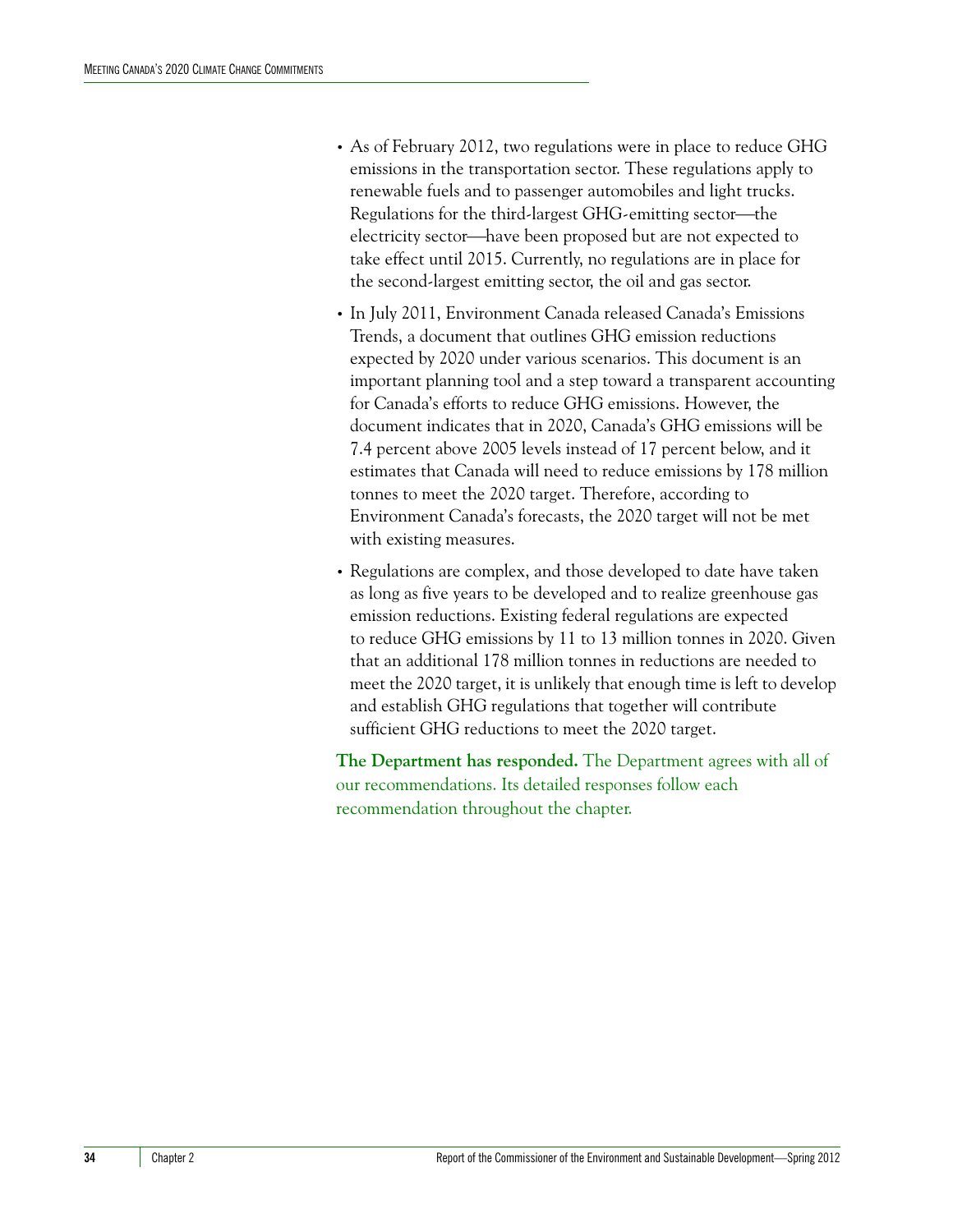- As of February 2012, two regulations were in place to reduce GHG emissions in the transportation sector. These regulations apply to renewable fuels and to passenger automobiles and light trucks. Regulations for the third-largest GHG-emitting sector—the electricity sector—have been proposed but are not expected to take effect until 2015. Currently, no regulations are in place for the second-largest emitting sector, the oil and gas sector.
- In July 2011, Environment Canada released Canada's Emissions Trends, a document that outlines GHG emission reductions expected by 2020 under various scenarios. This document is an important planning tool and a step toward a transparent accounting for Canada's efforts to reduce GHG emissions. However, the document indicates that in 2020, Canada's GHG emissions will be 7.4 percent above 2005 levels instead of 17 percent below, and it estimates that Canada will need to reduce emissions by 178 million tonnes to meet the 2020 target. Therefore, according to Environment Canada's forecasts, the 2020 target will not be met with existing measures.
- Regulations are complex, and those developed to date have taken as long as five years to be developed and to realize greenhouse gas emission reductions. Existing federal regulations are expected to reduce GHG emissions by 11 to 13 million tonnes in 2020. Given that an additional 178 million tonnes in reductions are needed to meet the 2020 target, it is unlikely that enough time is left to develop and establish GHG regulations that together will contribute sufficient GHG reductions to meet the 2020 target.

**The Department has responded.** The Department agrees with all of our recommendations. Its detailed responses follow each recommendation throughout the chapter.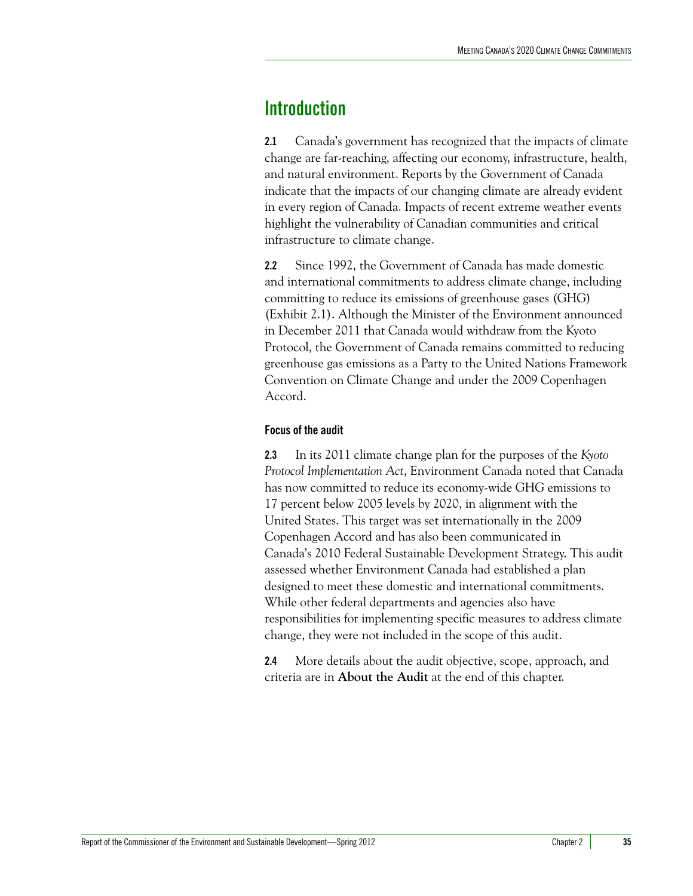## Introduction

**2.1** Canada's government has recognized that the impacts of climate change are far-reaching, affecting our economy, infrastructure, health, and natural environment. Reports by the Government of Canada indicate that the impacts of our changing climate are already evident in every region of Canada. Impacts of recent extreme weather events highlight the vulnerability of Canadian communities and critical infrastructure to climate change.

**2.2** Since 1992, the Government of Canada has made domestic and international commitments to address climate change, including committing to reduce its emissions of greenhouse gases (GHG) (Exhibit 2.1). Although the Minister of the Environment announced in December 2011 that Canada would withdraw from the Kyoto Protocol, the Government of Canada remains committed to reducing greenhouse gas emissions as a Party to the United Nations Framework Convention on Climate Change and under the 2009 Copenhagen Accord.

### Focus of the audit

**2.3** In its 2011 climate change plan for the purposes of the *Kyoto Protocol Implementation Act*, Environment Canada noted that Canada has now committed to reduce its economy-wide GHG emissions to 17 percent below 2005 levels by 2020, in alignment with the United States. This target was set internationally in the 2009 Copenhagen Accord and has also been communicated in Canada's 2010 Federal Sustainable Development Strategy. This audit assessed whether Environment Canada had established a plan designed to meet these domestic and international commitments. While other federal departments and agencies also have responsibilities for implementing specific measures to address climate change, they were not included in the scope of this audit.

**2.4** More details about the audit objective, scope, approach, and criteria are in **About the Audit** at the end of this chapter.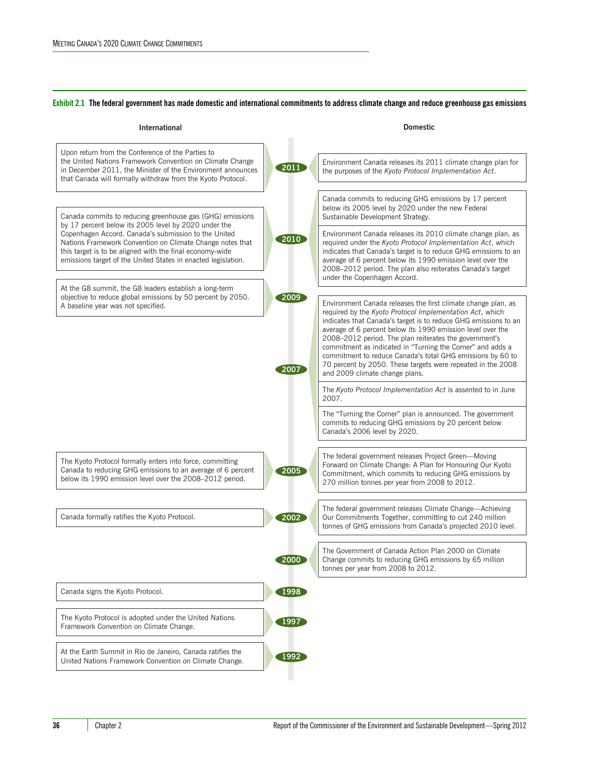**Exhibit 2.1 The federal government has made domestic and international commitments to address climate change and reduce greenhouse gas emissions**

| Year | International | Domestic |
|---|---|---|
| 2011 | Upon return from the Conference of the Parties to the United Nations Framework Convention on Climate Change in December 2011, the Minister of the Environment announces that Canada will formally withdraw from the Kyoto Protocol. | Environment Canada releases its 2011 climate change plan for the purposes of the *Kyoto Protocol Implementation Act*. |
| 2010 | Canada commits to reducing greenhouse gas (GHG) emissions by 17 percent below its 2005 level by 2020 under the Copenhagen Accord. Canada's submission to the United Nations Framework Convention on Climate Change notes that this target is to be aligned with the final economy-wide emissions target of the United States in enacted legislation. | Canada commits to reducing GHG emissions by 17 percent below its 2005 level by 2020 under the new Federal Sustainable Development Strategy.<br><br>Environment Canada releases its 2010 climate change plan, as required under the *Kyoto Protocol Implementation Act*, which indicates that Canada's target is to reduce GHG emissions to an average of 6 percent below its 1990 emission level over the 2008–2012 period. The plan also reiterates Canada's target under the Copenhagen Accord. |
| 2009 | At the G8 summit, the G8 leaders establish a long-term objective to reduce global emissions by 50 percent by 2050. A baseline year was not specified. | |
| 2007 | | Environment Canada releases the first climate change plan, as required by the *Kyoto Protocol Implementation Act*, which indicates that Canada's target is to reduce GHG emissions to an average of 6 percent below its 1990 emission level over the 2008–2012 period. The plan reiterates the government's commitment as indicated in "Turning the Corner" and adds a commitment to reduce Canada's total GHG emissions by 60 to 70 percent by 2050. These targets were repeated in the 2008 and 2009 climate change plans.<br><br>The *Kyoto Protocol Implementation Act* is assented to in June 2007.<br><br>The "Turning the Corner" plan is announced. The government commits to reducing GHG emissions by 20 percent below Canada's 2006 level by 2020. |
| 2005 | The Kyoto Protocol formally enters into force, committing Canada to reducing GHG emissions to an average of 6 percent below its 1990 emission level over the 2008–2012 period. | The federal government releases Project Green—Moving Forward on Climate Change: A Plan for Honouring Our Kyoto Commitment, which commits to reducing GHG emissions by 270 million tonnes per year from 2008 to 2012. |
| 2002 | Canada formally ratifies the Kyoto Protocol. | The federal government releases Climate Change—Achieving Our Commitments Together, committing to cut 240 million tonnes of GHG emissions from Canada's projected 2010 level. |
| 2000 | | The Government of Canada Action Plan 2000 on Climate Change commits to reducing GHG emissions by 65 million tonnes per year from 2008 to 2012. |
| 1998 | Canada signs the Kyoto Protocol. | |
| 1997 | The Kyoto Protocol is adopted under the United Nations Framework Convention on Climate Change. | |
| 1992 | At the Earth Summit in Rio de Janeiro, Canada ratifies the United Nations Framework Convention on Climate Change. | |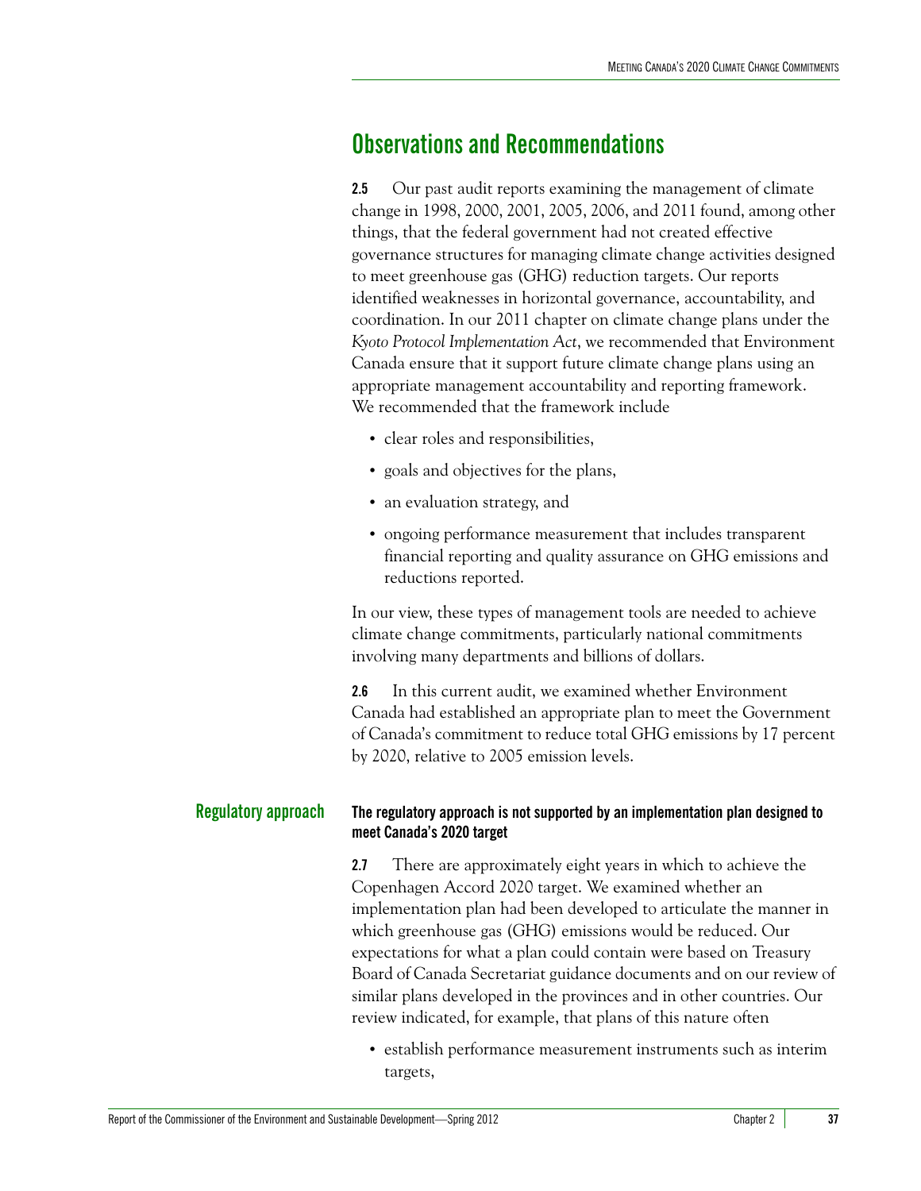## Observations and Recommendations

**2.5** Our past audit reports examining the management of climate change in 1998, 2000, 2001, 2005, 2006, and 2011 found, among other things, that the federal government had not created effective governance structures for managing climate change activities designed to meet greenhouse gas (GHG) reduction targets. Our reports identified weaknesses in horizontal governance, accountability, and coordination. In our 2011 chapter on climate change plans under the *Kyoto Protocol Implementation Act*, we recommended that Environment Canada ensure that it support future climate change plans using an appropriate management accountability and reporting framework. We recommended that the framework include

- clear roles and responsibilities,
- goals and objectives for the plans,
- an evaluation strategy, and
- ongoing performance measurement that includes transparent financial reporting and quality assurance on GHG emissions and reductions reported.

In our view, these types of management tools are needed to achieve climate change commitments, particularly national commitments involving many departments and billions of dollars.

**2.6** In this current audit, we examined whether Environment Canada had established an appropriate plan to meet the Government of Canada's commitment to reduce total GHG emissions by 17 percent by 2020, relative to 2005 emission levels.

### Regulatory approach

**The regulatory approach is not supported by an implementation plan designed to meet Canada's 2020 target**

**2.7** There are approximately eight years in which to achieve the Copenhagen Accord 2020 target. We examined whether an implementation plan had been developed to articulate the manner in which greenhouse gas (GHG) emissions would be reduced. Our expectations for what a plan could contain were based on Treasury Board of Canada Secretariat guidance documents and on our review of similar plans developed in the provinces and in other countries. Our review indicated, for example, that plans of this nature often

- establish performance measurement instruments such as interim targets,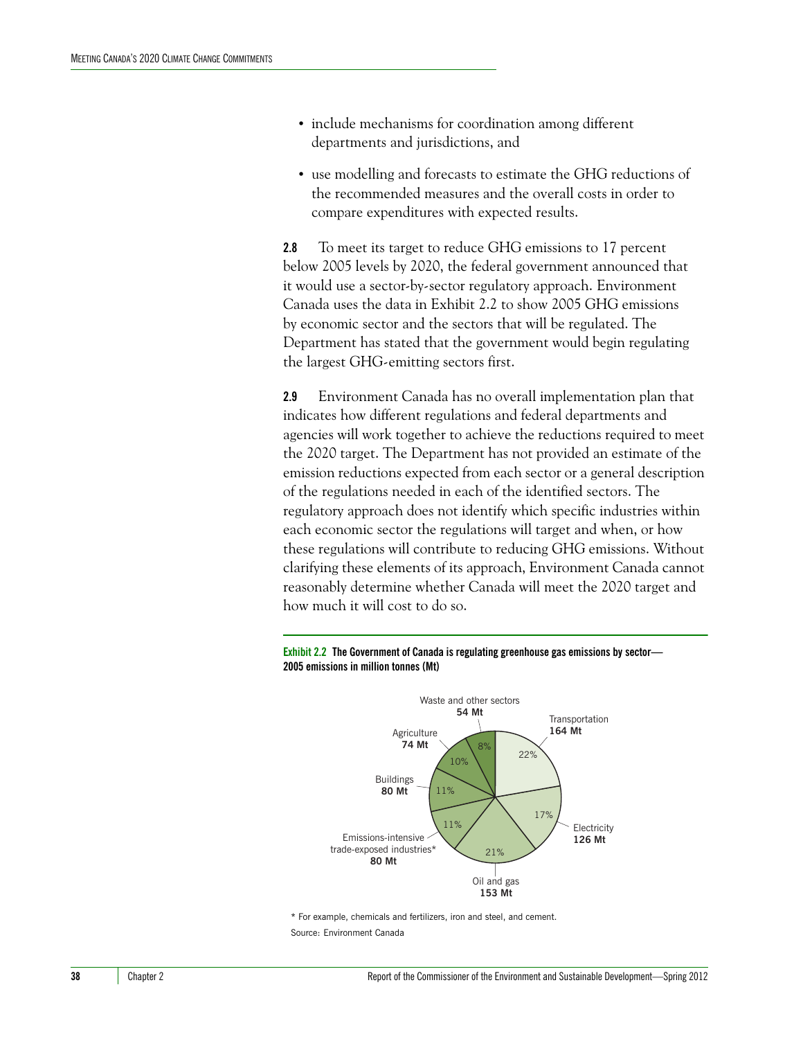- include mechanisms for coordination among different departments and jurisdictions, and
- use modelling and forecasts to estimate the GHG reductions of the recommended measures and the overall costs in order to compare expenditures with expected results.

**2.8** To meet its target to reduce GHG emissions to 17 percent below 2005 levels by 2020, the federal government announced that it would use a sector-by-sector regulatory approach. Environment Canada uses the data in Exhibit 2.2 to show 2005 GHG emissions by economic sector and the sectors that will be regulated. The Department has stated that the government would begin regulating the largest GHG-emitting sectors first.

**2.9** Environment Canada has no overall implementation plan that indicates how different regulations and federal departments and agencies will work together to achieve the reductions required to meet the 2020 target. The Department has not provided an estimate of the emission reductions expected from each sector or a general description of the regulations needed in each of the identified sectors. The regulatory approach does not identify which specific industries within each economic sector the regulations will target and when, or how these regulations will contribute to reducing GHG emissions. Without clarifying these elements of its approach, Environment Canada cannot reasonably determine whether Canada will meet the 2020 target and how much it will cost to do so.

**Exhibit 2.2 The Government of Canada is regulating greenhouse gas emissions by sector—2005 emissions in million tonnes (Mt)**

| Sector | Emissions | Share |
|---|---|---|
| Transportation | 164 Mt | 22% |
| Electricity | 126 Mt | 17% |
| Oil and gas | 153 Mt | 21% |
| Emissions-intensive trade-exposed industries* | 80 Mt | 11% |
| Buildings | 80 Mt | 11% |
| Agriculture | 74 Mt | 10% |
| Waste and other sectors | 54 Mt | 8% |

\* For example, chemicals and fertilizers, iron and steel, and cement.

Source: Environment Canada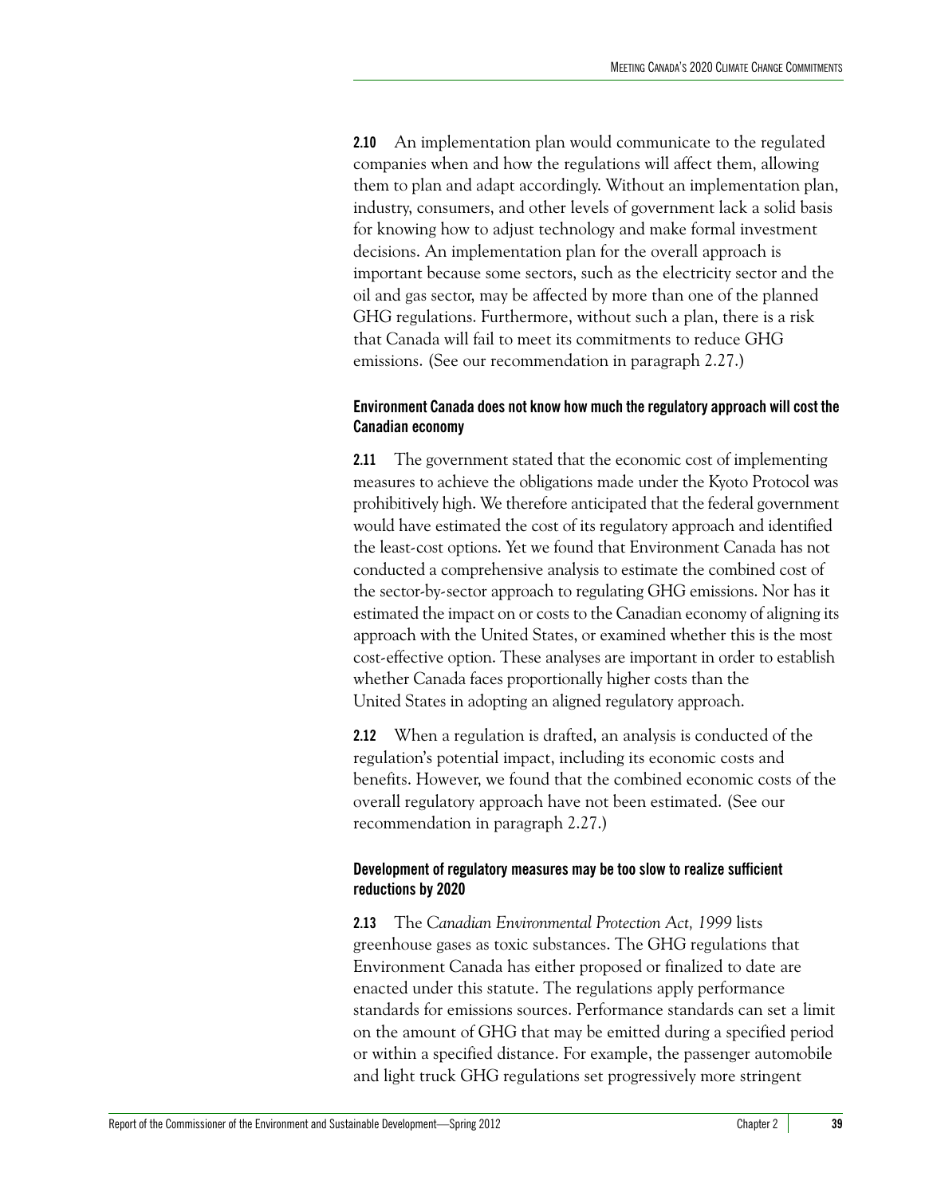**2.10** An implementation plan would communicate to the regulated companies when and how the regulations will affect them, allowing them to plan and adapt accordingly. Without an implementation plan, industry, consumers, and other levels of government lack a solid basis for knowing how to adjust technology and make formal investment decisions. An implementation plan for the overall approach is important because some sectors, such as the electricity sector and the oil and gas sector, may be affected by more than one of the planned GHG regulations. Furthermore, without such a plan, there is a risk that Canada will fail to meet its commitments to reduce GHG emissions. (See our recommendation in paragraph 2.27.)

### Environment Canada does not know how much the regulatory approach will cost the Canadian economy

**2.11** The government stated that the economic cost of implementing measures to achieve the obligations made under the Kyoto Protocol was prohibitively high. We therefore anticipated that the federal government would have estimated the cost of its regulatory approach and identified the least-cost options. Yet we found that Environment Canada has not conducted a comprehensive analysis to estimate the combined cost of the sector-by-sector approach to regulating GHG emissions. Nor has it estimated the impact on or costs to the Canadian economy of aligning its approach with the United States, or examined whether this is the most cost-effective option. These analyses are important in order to establish whether Canada faces proportionally higher costs than the United States in adopting an aligned regulatory approach.

**2.12** When a regulation is drafted, an analysis is conducted of the regulation's potential impact, including its economic costs and benefits. However, we found that the combined economic costs of the overall regulatory approach have not been estimated. (See our recommendation in paragraph 2.27.)

### Development of regulatory measures may be too slow to realize sufficient reductions by 2020

**2.13** The *Canadian Environmental Protection Act, 1999* lists greenhouse gases as toxic substances. The GHG regulations that Environment Canada has either proposed or finalized to date are enacted under this statute. The regulations apply performance standards for emissions sources. Performance standards can set a limit on the amount of GHG that may be emitted during a specified period or within a specified distance. For example, the passenger automobile and light truck GHG regulations set progressively more stringent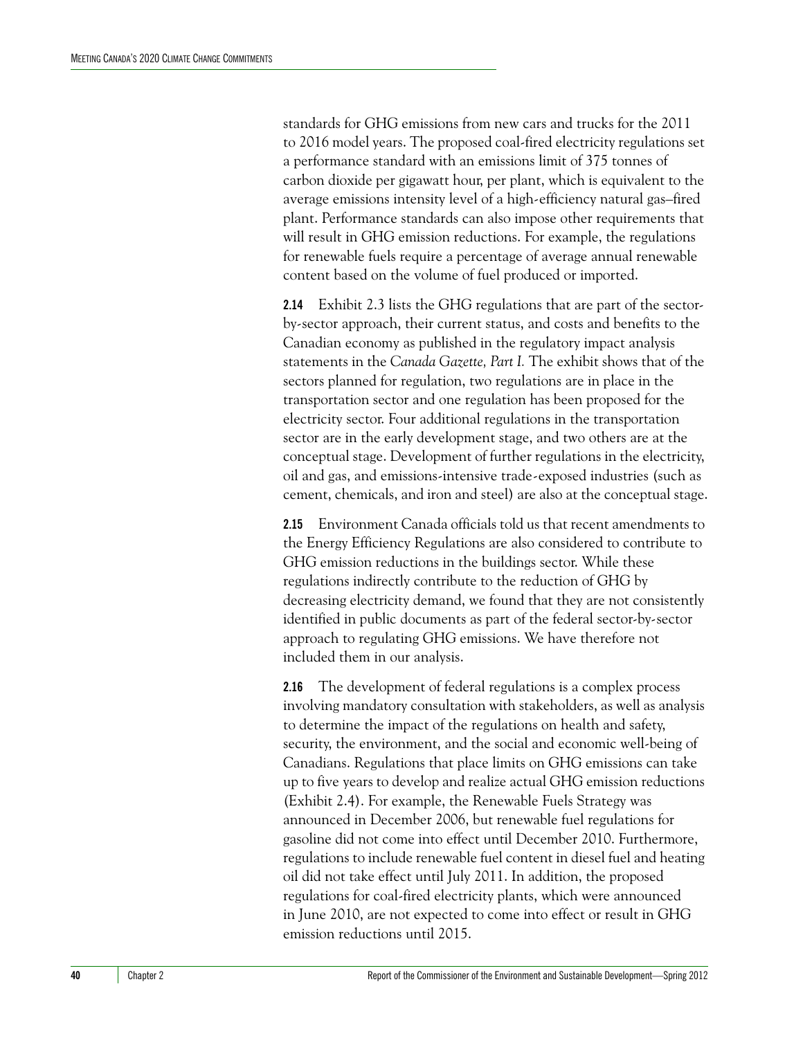standards for GHG emissions from new cars and trucks for the 2011 to 2016 model years. The proposed coal-fired electricity regulations set a performance standard with an emissions limit of 375 tonnes of carbon dioxide per gigawatt hour, per plant, which is equivalent to the average emissions intensity level of a high-efficiency natural gas–fired plant. Performance standards can also impose other requirements that will result in GHG emission reductions. For example, the regulations for renewable fuels require a percentage of average annual renewable content based on the volume of fuel produced or imported.

**2.14** Exhibit 2.3 lists the GHG regulations that are part of the sector-by-sector approach, their current status, and costs and benefits to the Canadian economy as published in the regulatory impact analysis statements in the *Canada Gazette, Part I.* The exhibit shows that of the sectors planned for regulation, two regulations are in place in the transportation sector and one regulation has been proposed for the electricity sector. Four additional regulations in the transportation sector are in the early development stage, and two others are at the conceptual stage. Development of further regulations in the electricity, oil and gas, and emissions-intensive trade-exposed industries (such as cement, chemicals, and iron and steel) are also at the conceptual stage.

**2.15** Environment Canada officials told us that recent amendments to the Energy Efficiency Regulations are also considered to contribute to GHG emission reductions in the buildings sector. While these regulations indirectly contribute to the reduction of GHG by decreasing electricity demand, we found that they are not consistently identified in public documents as part of the federal sector-by-sector approach to regulating GHG emissions. We have therefore not included them in our analysis.

**2.16** The development of federal regulations is a complex process involving mandatory consultation with stakeholders, as well as analysis to determine the impact of the regulations on health and safety, security, the environment, and the social and economic well-being of Canadians. Regulations that place limits on GHG emissions can take up to five years to develop and realize actual GHG emission reductions (Exhibit 2.4). For example, the Renewable Fuels Strategy was announced in December 2006, but renewable fuel regulations for gasoline did not come into effect until December 2010. Furthermore, regulations to include renewable fuel content in diesel fuel and heating oil did not take effect until July 2011. In addition, the proposed regulations for coal-fired electricity plants, which were announced in June 2010, are not expected to come into effect or result in GHG emission reductions until 2015.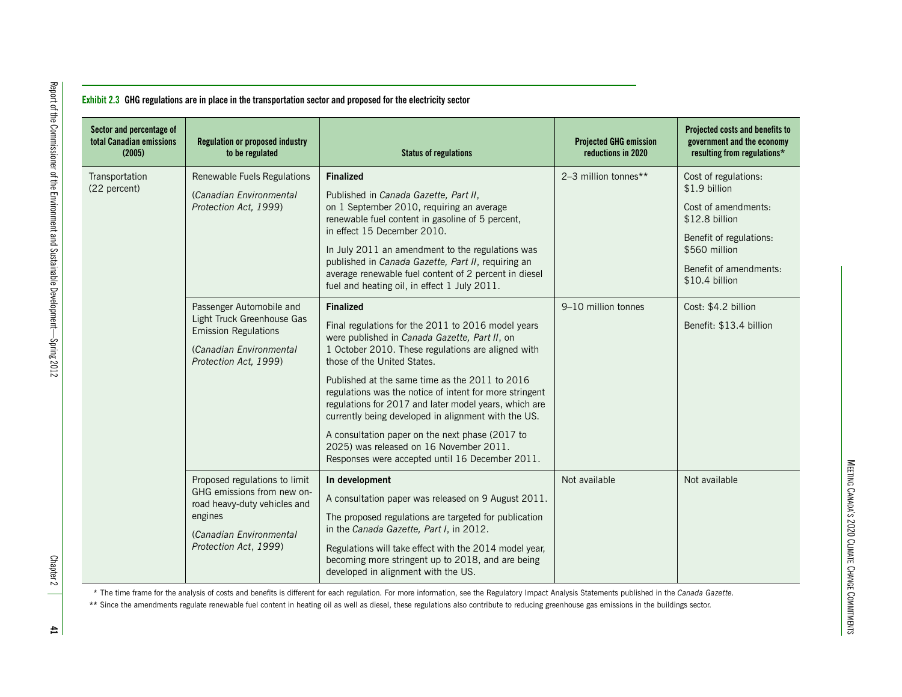**Exhibit 2.3 GHG regulations are in place in the transportation sector and proposed for the electricity sector**

| Sector and percentage of total Canadian emissions (2005) | Regulation or proposed industry to be regulated | Status of regulations | Projected GHG emission reductions in 2020 | Projected costs and benefits to government and the economy resulting from regulations* |
|---|---|---|---|---|
| Transportation (22 percent) | Renewable Fuels Regulations (*Canadian Environmental Protection Act, 1999*) | **Finalized** Published in *Canada Gazette, Part II*, on 1 September 2010, requiring an average renewable fuel content in gasoline of 5 percent, in effect 15 December 2010. In July 2011 an amendment to the regulations was published in *Canada Gazette, Part II*, requiring an average renewable fuel content of 2 percent in diesel fuel and heating oil, in effect 1 July 2011. | 2–3 million tonnes** | Cost of regulations: $1.9 billion Cost of amendments: $12.8 billion Benefit of regulations: $560 million Benefit of amendments: $10.4 billion |
| | Passenger Automobile and Light Truck Greenhouse Gas Emission Regulations (*Canadian Environmental Protection Act, 1999*) | **Finalized** Final regulations for the 2011 to 2016 model years were published in *Canada Gazette, Part II*, on 1 October 2010. These regulations are aligned with those of the United States. Published at the same time as the 2011 to 2016 regulations was the notice of intent for more stringent regulations for 2017 and later model years, which are currently being developed in alignment with the US. A consultation paper on the next phase (2017 to 2025) was released on 16 November 2011. Responses were accepted until 16 December 2011. | 9–10 million tonnes | Cost: $4.2 billion Benefit: $13.4 billion |
| | Proposed regulations to limit GHG emissions from new on-road heavy-duty vehicles and engines (*Canadian Environmental Protection Act, 1999*) | **In development** A consultation paper was released on 9 August 2011. The proposed regulations are targeted for publication in the *Canada Gazette, Part I*, in 2012. Regulations will take effect with the 2014 model year, becoming more stringent up to 2018, and are being developed in alignment with the US. | Not available | Not available |

\* The time frame for the analysis of costs and benefits is different for each regulation. For more information, see the Regulatory Impact Analysis Statements published in the *Canada Gazette*.

** Since the amendments regulate renewable fuel content in heating oil as well as diesel, these regulations also contribute to reducing greenhouse gas emissions in the buildings sector.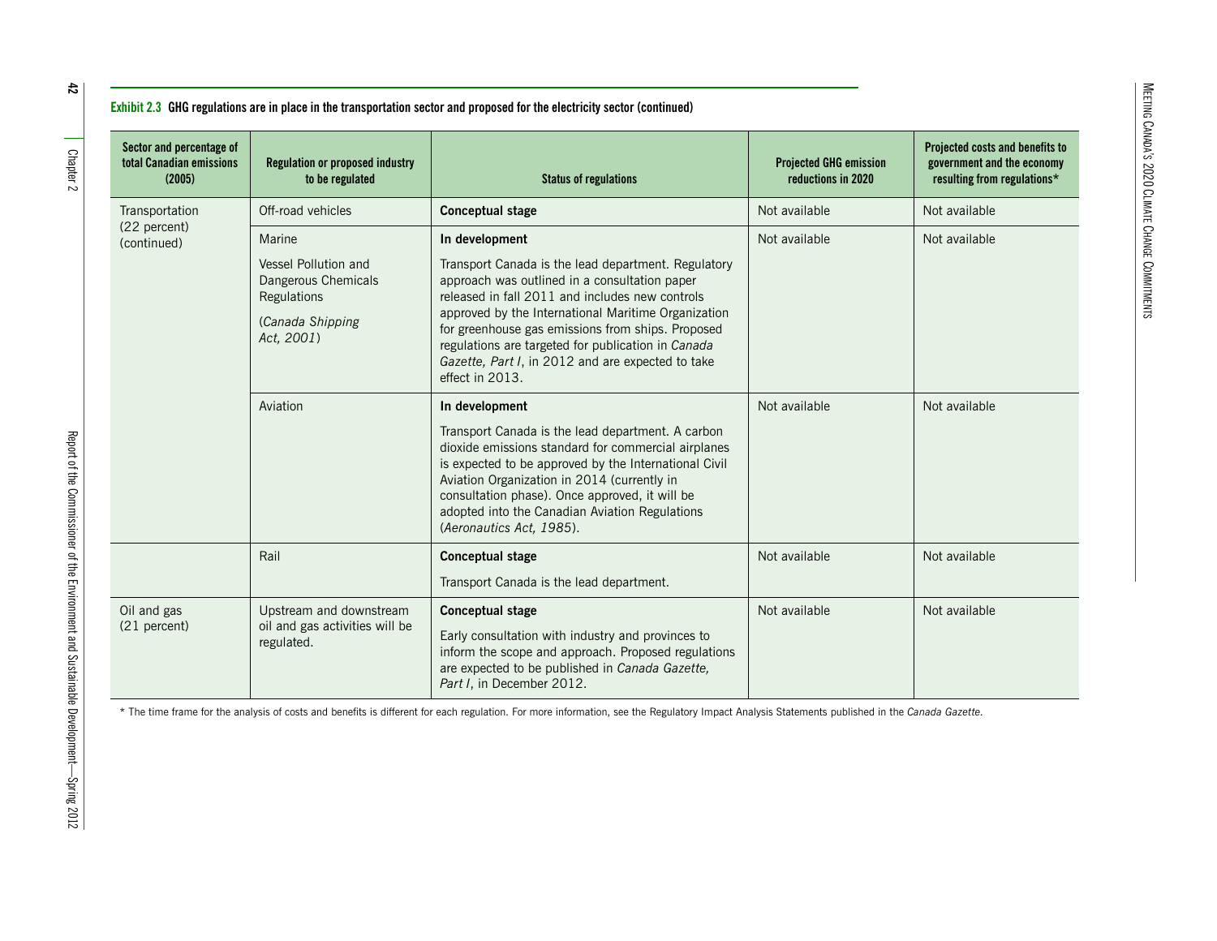**Exhibit 2.3 GHG regulations are in place in the transportation sector and proposed for the electricity sector (continued)**

| Sector and percentage of total Canadian emissions (2005) | Regulation or proposed industry to be regulated | Status of regulations | Projected GHG emission reductions in 2020 | Projected costs and benefits to government and the economy resulting from regulations* |
|---|---|---|---|---|
| Transportation (22 percent) (continued) | Off-road vehicles | **Conceptual stage** | Not available | Not available |
| | Marine<br><br>Vessel Pollution and Dangerous Chemicals Regulations<br><br>(*Canada Shipping Act, 2001*) | **In development**<br><br>Transport Canada is the lead department. Regulatory approach was outlined in a consultation paper released in fall 2011 and includes new controls approved by the International Maritime Organization for greenhouse gas emissions from ships. Proposed regulations are targeted for publication in *Canada Gazette, Part I*, in 2012 and are expected to take effect in 2013. | Not available | Not available |
| | Aviation | **In development**<br><br>Transport Canada is the lead department. A carbon dioxide emissions standard for commercial airplanes is expected to be approved by the International Civil Aviation Organization in 2014 (currently in consultation phase). Once approved, it will be adopted into the Canadian Aviation Regulations (*Aeronautics Act, 1985*). | Not available | Not available |
| | Rail | **Conceptual stage**<br><br>Transport Canada is the lead department. | Not available | Not available |
| Oil and gas (21 percent) | Upstream and downstream oil and gas activities will be regulated. | **Conceptual stage**<br><br>Early consultation with industry and provinces to inform the scope and approach. Proposed regulations are expected to be published in *Canada Gazette, Part I*, in December 2012. | Not available | Not available |

\* The time frame for the analysis of costs and benefits is different for each regulation. For more information, see the Regulatory Impact Analysis Statements published in the *Canada Gazette*.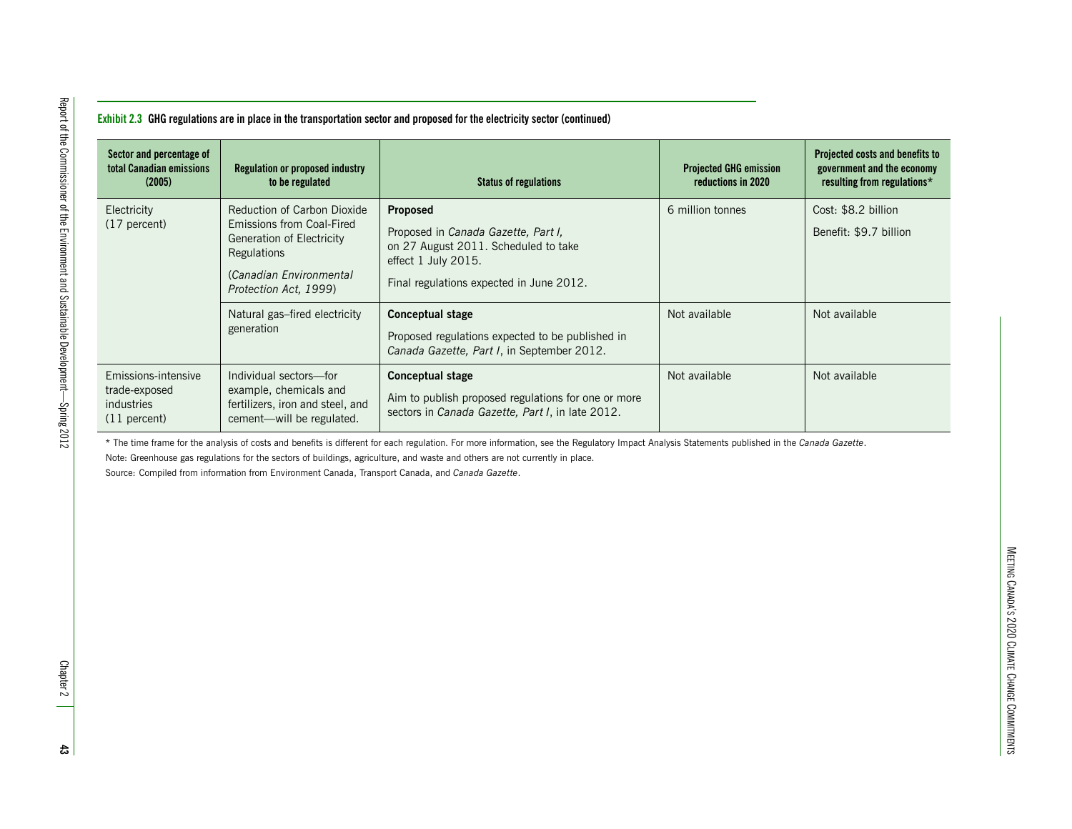**Exhibit 2.3 GHG regulations are in place in the transportation sector and proposed for the electricity sector (continued)**

| Sector and percentage of total Canadian emissions (2005) | Regulation or proposed industry to be regulated | Status of regulations | Projected GHG emission reductions in 2020 | Projected costs and benefits to government and the economy resulting from regulations* |
|---|---|---|---|---|
| Electricity (17 percent) | Reduction of Carbon Dioxide Emissions from Coal-Fired Generation of Electricity Regulations (*Canadian Environmental Protection Act, 1999*) | **Proposed** Proposed in *Canada Gazette, Part I,* on 27 August 2011. Scheduled to take effect 1 July 2015. Final regulations expected in June 2012. | 6 million tonnes | Cost: $8.2 billion Benefit: $9.7 billion |
| | Natural gas–fired electricity generation | **Conceptual stage** Proposed regulations expected to be published in *Canada Gazette, Part I*, in September 2012. | Not available | Not available |
| Emissions-intensive trade-exposed industries (11 percent) | Individual sectors—for example, chemicals and fertilizers, iron and steel, and cement—will be regulated. | **Conceptual stage** Aim to publish proposed regulations for one or more sectors in *Canada Gazette, Part I*, in late 2012. | Not available | Not available |

* The time frame for the analysis of costs and benefits is different for each regulation. For more information, see the Regulatory Impact Analysis Statements published in the *Canada Gazette*.

Note: Greenhouse gas regulations for the sectors of buildings, agriculture, and waste and others are not currently in place.

Source: Compiled from information from Environment Canada, Transport Canada, and *Canada Gazette*.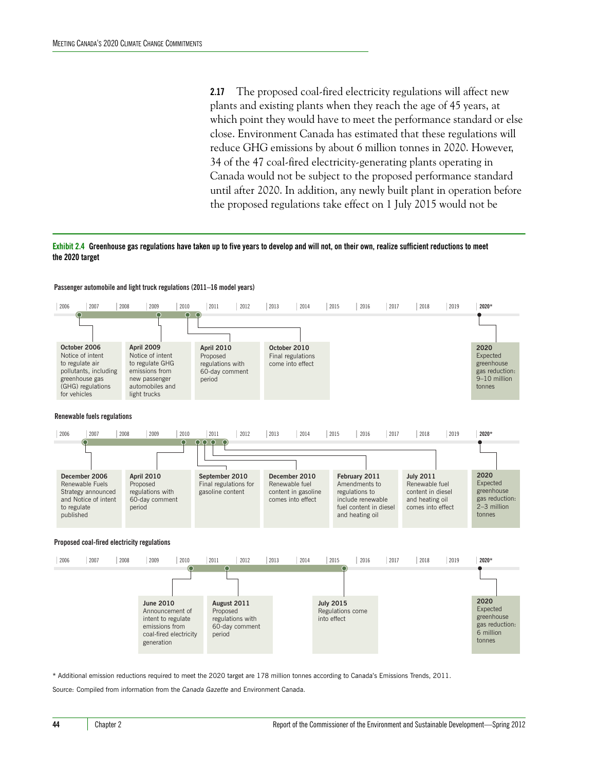**2.17** The proposed coal-fired electricity regulations will affect new plants and existing plants when they reach the age of 45 years, at which point they would have to meet the performance standard or else close. Environment Canada has estimated that these regulations will reduce GHG emissions by about 6 million tonnes in 2020. However, 34 of the 47 coal-fired electricity-generating plants operating in Canada would not be subject to the proposed performance standard until after 2020. In addition, any newly built plant in operation before the proposed regulations take effect on 1 July 2015 would not be

**Exhibit 2.4 Greenhouse gas regulations have taken up to five years to develop and will not, on their own, realize sufficient reductions to meet the 2020 target**

**Passenger automobile and light truck regulations (2011–16 model years)**

| Date | Event |
|---|---|
| October 2006 | Notice of intent to regulate air pollutants, including greenhouse gas (GHG) regulations for vehicles |
| April 2009 | Notice of intent to regulate GHG emissions from new passenger automobiles and light trucks |
| April 2010 | Proposed regulations with 60-day comment period |
| October 2010 | Final regulations come into effect |
| 2020* | Expected greenhouse gas reduction: 9–10 million tonnes |

**Renewable fuels regulations**

| Date | Event |
|---|---|
| December 2006 | Renewable Fuels Strategy announced and Notice of intent to regulate published |
| April 2010 | Proposed regulations with 60-day comment period |
| September 2010 | Final regulations for gasoline content |
| December 2010 | Renewable fuel content in gasoline comes into effect |
| February 2011 | Amendments to regulations to include renewable fuel content in diesel and heating oil |
| July 2011 | Renewable fuel content in diesel and heating oil comes into effect |
| 2020* | Expected greenhouse gas reduction: 2–3 million tonnes |

**Proposed coal-fired electricity regulations**

| Date | Event |
|---|---|
| June 2010 | Announcement of intent to regulate emissions from coal-fired electricity generation |
| August 2011 | Proposed regulations with 60-day comment period |
| July 2015 | Regulations come into effect |
| 2020* | Expected greenhouse gas reduction: 6 million tonnes |

\* Additional emission reductions required to meet the 2020 target are 178 million tonnes according to Canada's Emissions Trends, 2011.

Source: Compiled from information from the *Canada Gazette* and Environment Canada.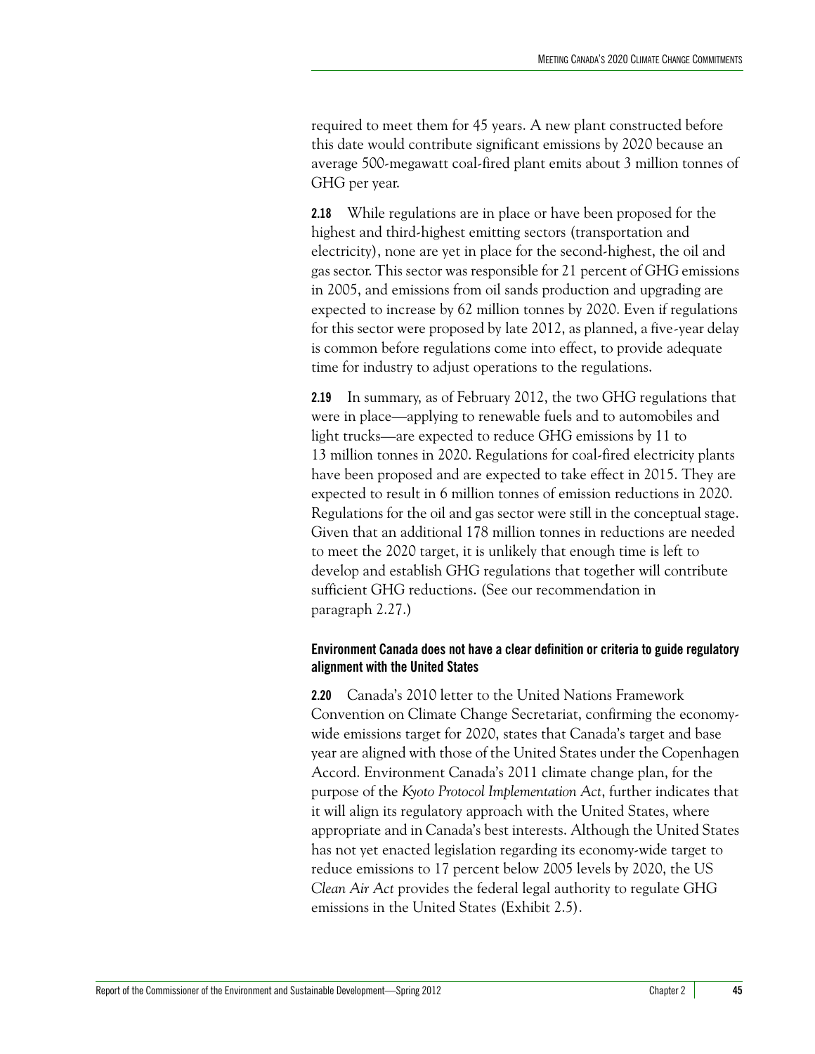required to meet them for 45 years. A new plant constructed before this date would contribute significant emissions by 2020 because an average 500-megawatt coal-fired plant emits about 3 million tonnes of GHG per year.

**2.18** While regulations are in place or have been proposed for the highest and third-highest emitting sectors (transportation and electricity), none are yet in place for the second-highest, the oil and gas sector. This sector was responsible for 21 percent of GHG emissions in 2005, and emissions from oil sands production and upgrading are expected to increase by 62 million tonnes by 2020. Even if regulations for this sector were proposed by late 2012, as planned, a five-year delay is common before regulations come into effect, to provide adequate time for industry to adjust operations to the regulations.

**2.19** In summary, as of February 2012, the two GHG regulations that were in place—applying to renewable fuels and to automobiles and light trucks—are expected to reduce GHG emissions by 11 to 13 million tonnes in 2020. Regulations for coal-fired electricity plants have been proposed and are expected to take effect in 2015. They are expected to result in 6 million tonnes of emission reductions in 2020. Regulations for the oil and gas sector were still in the conceptual stage. Given that an additional 178 million tonnes in reductions are needed to meet the 2020 target, it is unlikely that enough time is left to develop and establish GHG regulations that together will contribute sufficient GHG reductions. (See our recommendation in paragraph 2.27.)

### Environment Canada does not have a clear definition or criteria to guide regulatory alignment with the United States

**2.20** Canada's 2010 letter to the United Nations Framework Convention on Climate Change Secretariat, confirming the economy-wide emissions target for 2020, states that Canada's target and base year are aligned with those of the United States under the Copenhagen Accord. Environment Canada's 2011 climate change plan, for the purpose of the *Kyoto Protocol Implementation Act*, further indicates that it will align its regulatory approach with the United States, where appropriate and in Canada's best interests. Although the United States has not yet enacted legislation regarding its economy-wide target to reduce emissions to 17 percent below 2005 levels by 2020, the US *Clean Air Act* provides the federal legal authority to regulate GHG emissions in the United States (Exhibit 2.5).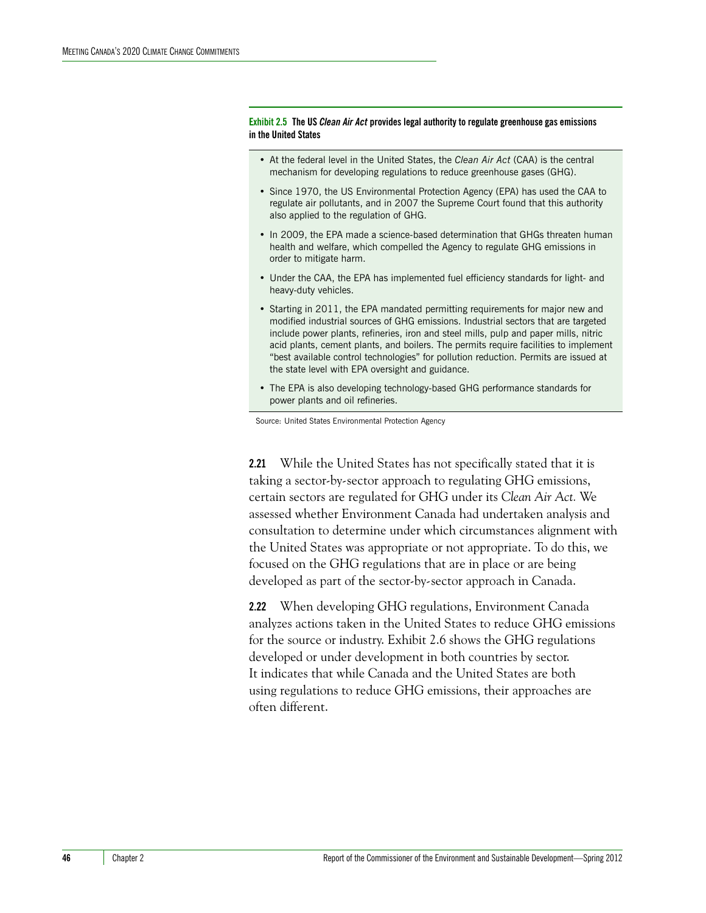**Exhibit 2.5 The US *Clean Air Act* provides legal authority to regulate greenhouse gas emissions in the United States**

- At the federal level in the United States, the *Clean Air Act* (CAA) is the central mechanism for developing regulations to reduce greenhouse gases (GHG).
- Since 1970, the US Environmental Protection Agency (EPA) has used the CAA to regulate air pollutants, and in 2007 the Supreme Court found that this authority also applied to the regulation of GHG.
- In 2009, the EPA made a science-based determination that GHGs threaten human health and welfare, which compelled the Agency to regulate GHG emissions in order to mitigate harm.
- Under the CAA, the EPA has implemented fuel efficiency standards for light- and heavy-duty vehicles.
- Starting in 2011, the EPA mandated permitting requirements for major new and modified industrial sources of GHG emissions. Industrial sectors that are targeted include power plants, refineries, iron and steel mills, pulp and paper mills, nitric acid plants, cement plants, and boilers. The permits require facilities to implement "best available control technologies" for pollution reduction. Permits are issued at the state level with EPA oversight and guidance.
- The EPA is also developing technology-based GHG performance standards for power plants and oil refineries.

Source: United States Environmental Protection Agency

**2.21** While the United States has not specifically stated that it is taking a sector-by-sector approach to regulating GHG emissions, certain sectors are regulated for GHG under its *Clean Air Act.* We assessed whether Environment Canada had undertaken analysis and consultation to determine under which circumstances alignment with the United States was appropriate or not appropriate. To do this, we focused on the GHG regulations that are in place or are being developed as part of the sector-by-sector approach in Canada.

**2.22** When developing GHG regulations, Environment Canada analyzes actions taken in the United States to reduce GHG emissions for the source or industry. Exhibit 2.6 shows the GHG regulations developed or under development in both countries by sector. It indicates that while Canada and the United States are both using regulations to reduce GHG emissions, their approaches are often different.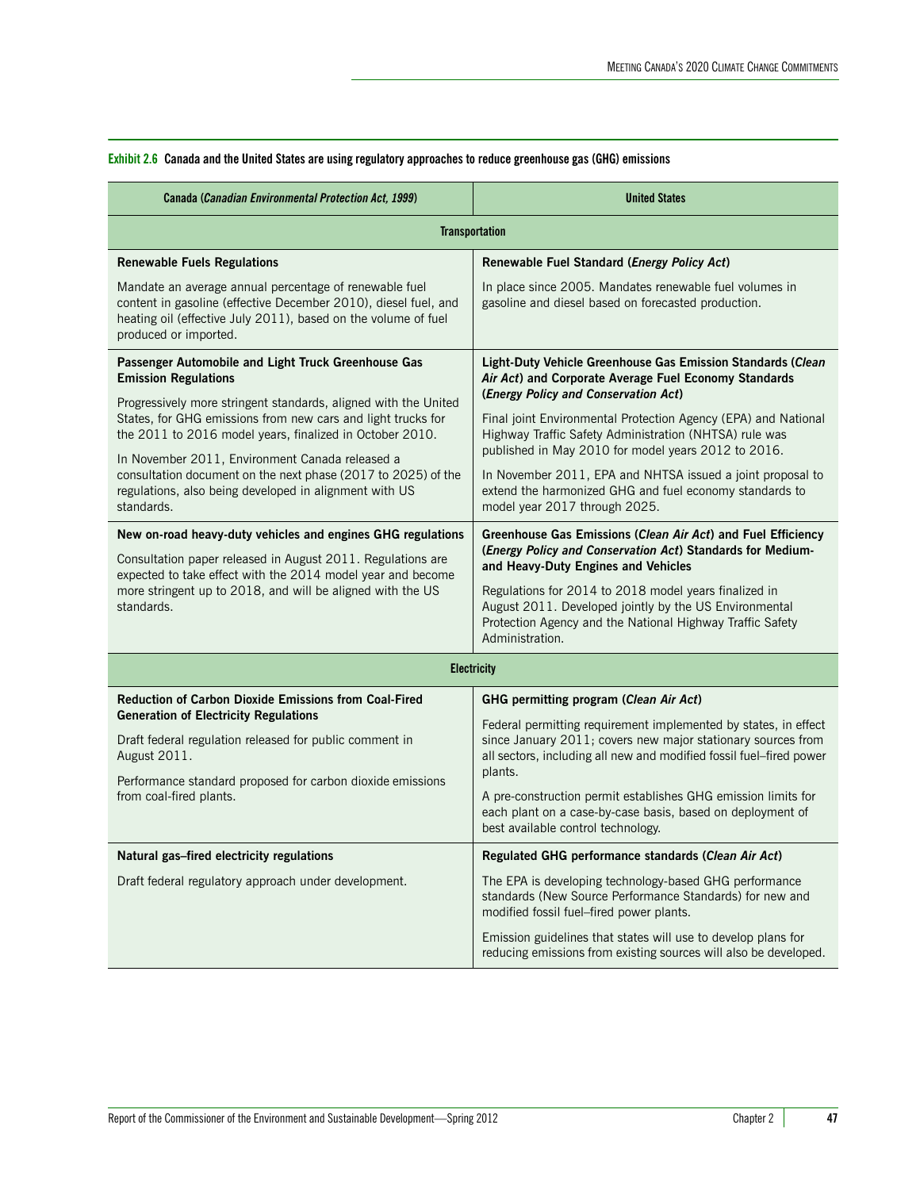**Exhibit 2.6 Canada and the United States are using regulatory approaches to reduce greenhouse gas (GHG) emissions**

| Canada (*Canadian Environmental Protection Act, 1999*) | United States |
|---|---|
| **Transportation** | |
| **Renewable Fuels Regulations**<br><br>Mandate an average annual percentage of renewable fuel content in gasoline (effective December 2010), diesel fuel, and heating oil (effective July 2011), based on the volume of fuel produced or imported. | **Renewable Fuel Standard (*Energy Policy Act*)**<br><br>In place since 2005. Mandates renewable fuel volumes in gasoline and diesel based on forecasted production. |
| **Passenger Automobile and Light Truck Greenhouse Gas Emission Regulations**<br><br>Progressively more stringent standards, aligned with the United States, for GHG emissions from new cars and light trucks for the 2011 to 2016 model years, finalized in October 2010.<br><br>In November 2011, Environment Canada released a consultation document on the next phase (2017 to 2025) of the regulations, also being developed in alignment with US standards. | **Light-Duty Vehicle Greenhouse Gas Emission Standards (*Clean Air Act*) and Corporate Average Fuel Economy Standards (*Energy Policy and Conservation Act*)**<br><br>Final joint Environmental Protection Agency (EPA) and National Highway Traffic Safety Administration (NHTSA) rule was published in May 2010 for model years 2012 to 2016.<br><br>In November 2011, EPA and NHTSA issued a joint proposal to extend the harmonized GHG and fuel economy standards to model year 2017 through 2025. |
| **New on-road heavy-duty vehicles and engines GHG regulations**<br><br>Consultation paper released in August 2011. Regulations are expected to take effect with the 2014 model year and become more stringent up to 2018, and will be aligned with the US standards. | **Greenhouse Gas Emissions (*Clean Air Act*) and Fuel Efficiency (*Energy Policy and Conservation Act*) Standards for Medium- and Heavy-Duty Engines and Vehicles**<br><br>Regulations for 2014 to 2018 model years finalized in August 2011. Developed jointly by the US Environmental Protection Agency and the National Highway Traffic Safety Administration. |
| **Electricity** | |
| **Reduction of Carbon Dioxide Emissions from Coal-Fired Generation of Electricity Regulations**<br><br>Draft federal regulation released for public comment in August 2011.<br><br>Performance standard proposed for carbon dioxide emissions from coal-fired plants. | **GHG permitting program (*Clean Air Act*)**<br><br>Federal permitting requirement implemented by states, in effect since January 2011; covers new major stationary sources from all sectors, including all new and modified fossil fuel–fired power plants.<br><br>A pre-construction permit establishes GHG emission limits for each plant on a case-by-case basis, based on deployment of best available control technology. |
| **Natural gas–fired electricity regulations**<br><br>Draft federal regulatory approach under development. | **Regulated GHG performance standards (*Clean Air Act*)**<br><br>The EPA is developing technology-based GHG performance standards (New Source Performance Standards) for new and modified fossil fuel–fired power plants.<br><br>Emission guidelines that states will use to develop plans for reducing emissions from existing sources will also be developed. |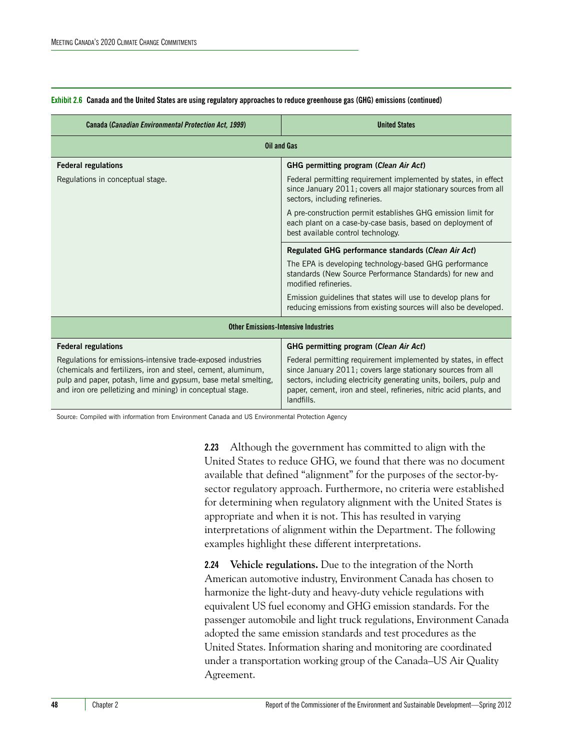**Exhibit 2.6 Canada and the United States are using regulatory approaches to reduce greenhouse gas (GHG) emissions (continued)**

| Canada (*Canadian Environmental Protection Act, 1999*) | United States |
|---|---|
| **Oil and Gas** | |
| **Federal regulations**<br><br>Regulations in conceptual stage. | **GHG permitting program (*Clean Air Act*)**<br><br>Federal permitting requirement implemented by states, in effect since January 2011; covers all major stationary sources from all sectors, including refineries.<br><br>A pre-construction permit establishes GHG emission limit for each plant on a case-by-case basis, based on deployment of best available control technology. |
| | **Regulated GHG performance standards (*Clean Air Act*)**<br><br>The EPA is developing technology-based GHG performance standards (New Source Performance Standards) for new and modified refineries.<br><br>Emission guidelines that states will use to develop plans for reducing emissions from existing sources will also be developed. |
| **Other Emissions-Intensive Industries** | |
| **Federal regulations**<br><br>Regulations for emissions-intensive trade-exposed industries (chemicals and fertilizers, iron and steel, cement, aluminum, pulp and paper, potash, lime and gypsum, base metal smelting, and iron ore pelletizing and mining) in conceptual stage. | **GHG permitting program (*Clean Air Act*)**<br><br>Federal permitting requirement implemented by states, in effect since January 2011; covers large stationary sources from all sectors, including electricity generating units, boilers, pulp and paper, cement, iron and steel, refineries, nitric acid plants, and landfills. |

Source: Compiled with information from Environment Canada and US Environmental Protection Agency

**2.23** Although the government has committed to align with the United States to reduce GHG, we found that there was no document available that defined "alignment" for the purposes of the sector-by-sector regulatory approach. Furthermore, no criteria were established for determining when regulatory alignment with the United States is appropriate and when it is not. This has resulted in varying interpretations of alignment within the Department. The following examples highlight these different interpretations.

**2.24** **Vehicle regulations.** Due to the integration of the North American automotive industry, Environment Canada has chosen to harmonize the light-duty and heavy-duty vehicle regulations with equivalent US fuel economy and GHG emission standards. For the passenger automobile and light truck regulations, Environment Canada adopted the same emission standards and test procedures as the United States. Information sharing and monitoring are coordinated under a transportation working group of the Canada–US Air Quality Agreement.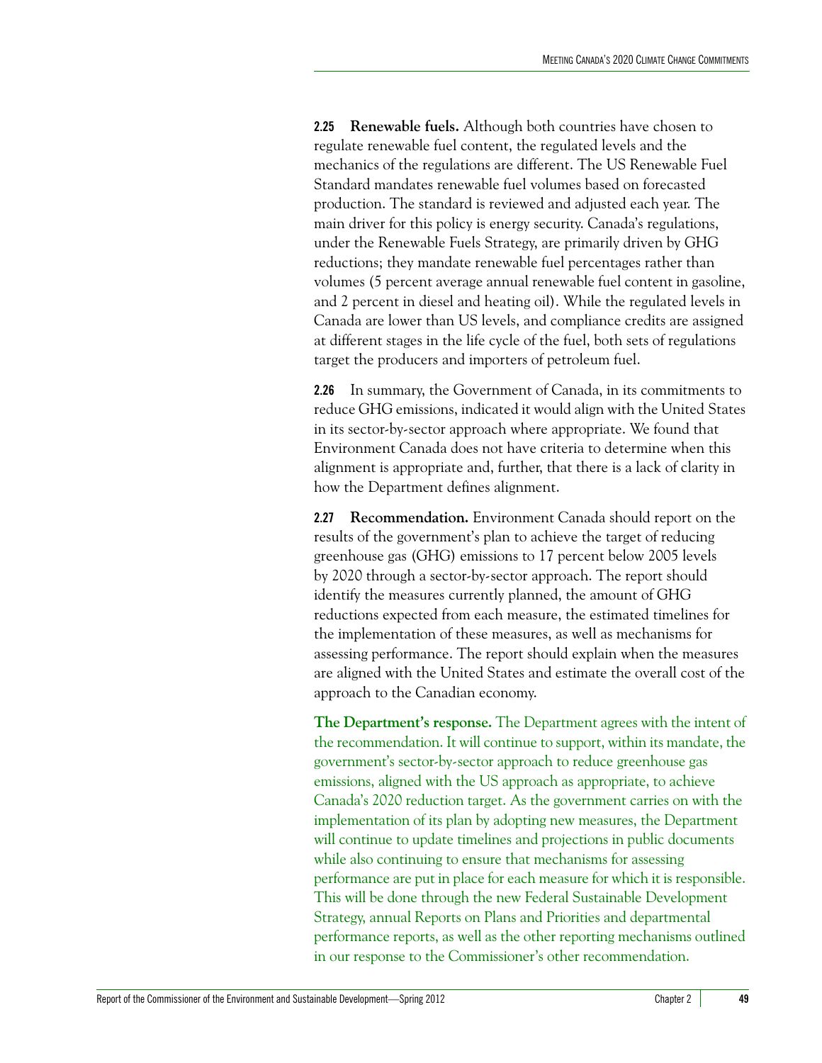**2.25 Renewable fuels.** Although both countries have chosen to regulate renewable fuel content, the regulated levels and the mechanics of the regulations are different. The US Renewable Fuel Standard mandates renewable fuel volumes based on forecasted production. The standard is reviewed and adjusted each year. The main driver for this policy is energy security. Canada's regulations, under the Renewable Fuels Strategy, are primarily driven by GHG reductions; they mandate renewable fuel percentages rather than volumes (5 percent average annual renewable fuel content in gasoline, and 2 percent in diesel and heating oil). While the regulated levels in Canada are lower than US levels, and compliance credits are assigned at different stages in the life cycle of the fuel, both sets of regulations target the producers and importers of petroleum fuel.

**2.26** In summary, the Government of Canada, in its commitments to reduce GHG emissions, indicated it would align with the United States in its sector-by-sector approach where appropriate. We found that Environment Canada does not have criteria to determine when this alignment is appropriate and, further, that there is a lack of clarity in how the Department defines alignment.

**2.27 Recommendation.** Environment Canada should report on the results of the government's plan to achieve the target of reducing greenhouse gas (GHG) emissions to 17 percent below 2005 levels by 2020 through a sector-by-sector approach. The report should identify the measures currently planned, the amount of GHG reductions expected from each measure, the estimated timelines for the implementation of these measures, as well as mechanisms for assessing performance. The report should explain when the measures are aligned with the United States and estimate the overall cost of the approach to the Canadian economy.

**The Department's response.** The Department agrees with the intent of the recommendation. It will continue to support, within its mandate, the government's sector-by-sector approach to reduce greenhouse gas emissions, aligned with the US approach as appropriate, to achieve Canada's 2020 reduction target. As the government carries on with the implementation of its plan by adopting new measures, the Department will continue to update timelines and projections in public documents while also continuing to ensure that mechanisms for assessing performance are put in place for each measure for which it is responsible. This will be done through the new Federal Sustainable Development Strategy, annual Reports on Plans and Priorities and departmental performance reports, as well as the other reporting mechanisms outlined in our response to the Commissioner's other recommendation.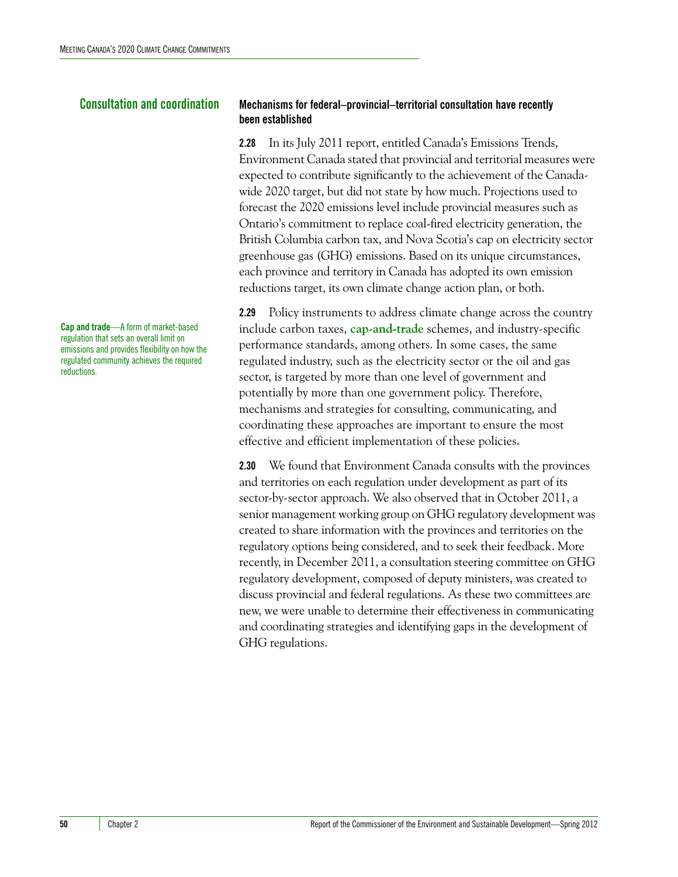## Consultation and coordination

### Mechanisms for federal–provincial–territorial consultation have recently been established

**2.28** In its July 2011 report, entitled Canada's Emissions Trends, Environment Canada stated that provincial and territorial measures were expected to contribute significantly to the achievement of the Canada-wide 2020 target, but did not state by how much. Projections used to forecast the 2020 emissions level include provincial measures such as Ontario's commitment to replace coal-fired electricity generation, the British Columbia carbon tax, and Nova Scotia's cap on electricity sector greenhouse gas (GHG) emissions. Based on its unique circumstances, each province and territory in Canada has adopted its own emission reductions target, its own climate change action plan, or both.

**2.29** Policy instruments to address climate change across the country include carbon taxes, **cap-and-trade** schemes, and industry-specific performance standards, among others. In some cases, the same regulated industry, such as the electricity sector or the oil and gas sector, is targeted by more than one level of government and potentially by more than one government policy. Therefore, mechanisms and strategies for consulting, communicating, and coordinating these approaches are important to ensure the most effective and efficient implementation of these policies.

**Cap and trade**—A form of market-based regulation that sets an overall limit on emissions and provides flexibility on how the regulated community achieves the required reductions.

**2.30** We found that Environment Canada consults with the provinces and territories on each regulation under development as part of its sector-by-sector approach. We also observed that in October 2011, a senior management working group on GHG regulatory development was created to share information with the provinces and territories on the regulatory options being considered, and to seek their feedback. More recently, in December 2011, a consultation steering committee on GHG regulatory development, composed of deputy ministers, was created to discuss provincial and federal regulations. As these two committees are new, we were unable to determine their effectiveness in communicating and coordinating strategies and identifying gaps in the development of GHG regulations.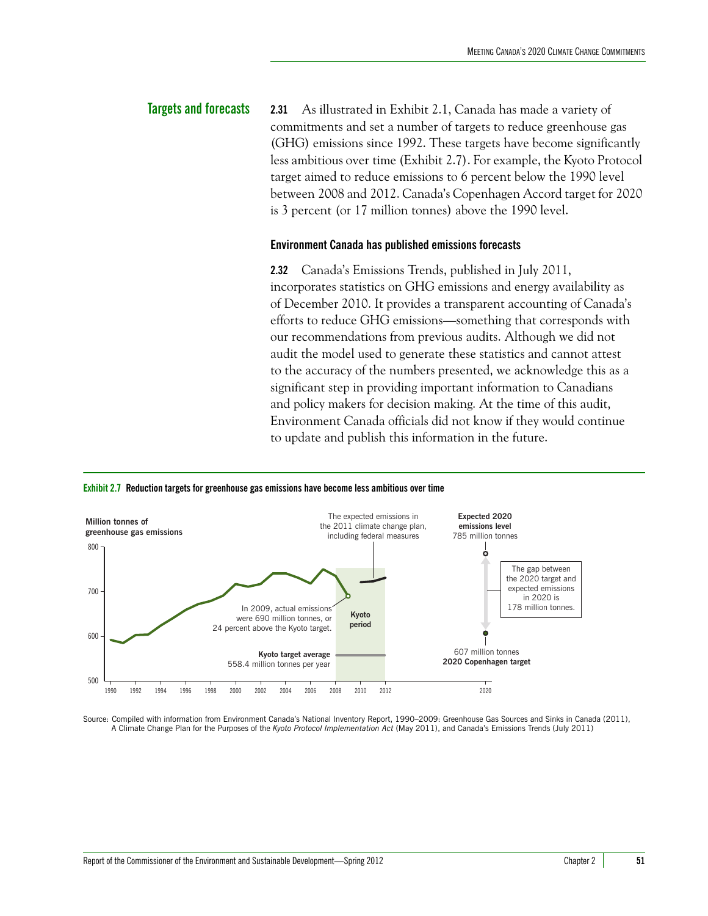## Targets and forecasts

**2.31** As illustrated in Exhibit 2.1, Canada has made a variety of commitments and set a number of targets to reduce greenhouse gas (GHG) emissions since 1992. These targets have become significantly less ambitious over time (Exhibit 2.7). For example, the Kyoto Protocol target aimed to reduce emissions to 6 percent below the 1990 level between 2008 and 2012. Canada's Copenhagen Accord target for 2020 is 3 percent (or 17 million tonnes) above the 1990 level.

### Environment Canada has published emissions forecasts

**2.32** Canada's Emissions Trends, published in July 2011, incorporates statistics on GHG emissions and energy availability as of December 2010. It provides a transparent accounting of Canada's efforts to reduce GHG emissions—something that corresponds with our recommendations from previous audits. Although we did not audit the model used to generate these statistics and cannot attest to the accuracy of the numbers presented, we acknowledge this as a significant step in providing important information to Canadians and policy makers for decision making. At the time of this audit, Environment Canada officials did not know if they would continue to update and publish this information in the future.

**Exhibit 2.7 Reduction targets for greenhouse gas emissions have become less ambitious over time**

Million tonnes of greenhouse gas emissions

In 2009, actual emissions were 690 million tonnes, or 24 percent above the Kyoto target.

Kyoto period

Kyoto target average 558.4 million tonnes per year

The expected emissions in the 2011 climate change plan, including federal measures

Expected 2020 emissions level 785 million tonnes

The gap between the 2020 target and expected emissions in 2020 is 178 million tonnes.

607 million tonnes 2020 Copenhagen target

Source: Compiled with information from Environment Canada's National Inventory Report, 1990–2009: Greenhouse Gas Sources and Sinks in Canada (2011), A Climate Change Plan for the Purposes of the *Kyoto Protocol Implementation Act* (May 2011), and Canada's Emissions Trends (July 2011)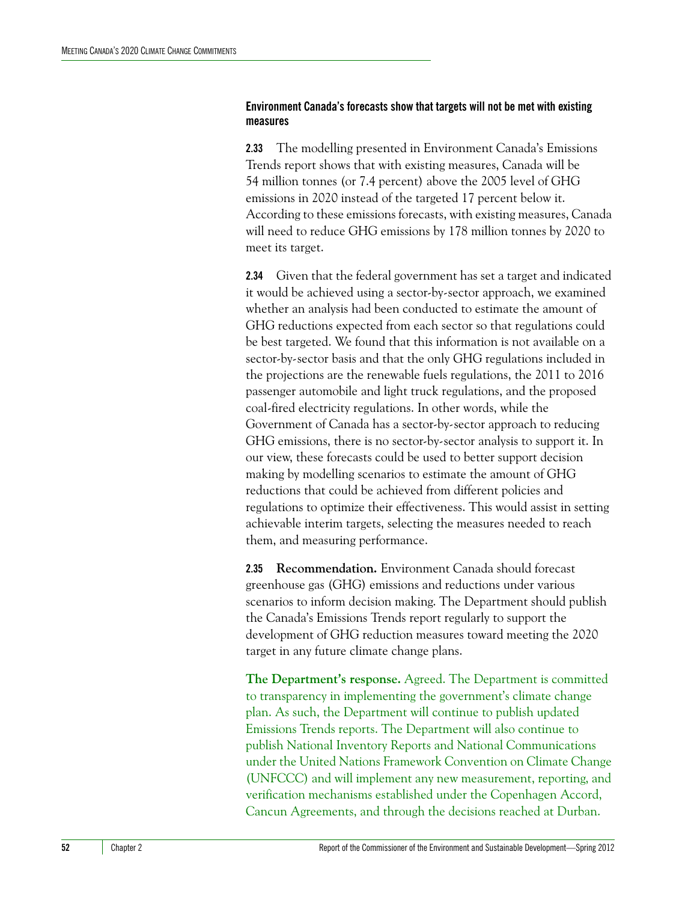### Environment Canada's forecasts show that targets will not be met with existing measures

**2.33** The modelling presented in Environment Canada's Emissions Trends report shows that with existing measures, Canada will be 54 million tonnes (or 7.4 percent) above the 2005 level of GHG emissions in 2020 instead of the targeted 17 percent below it. According to these emissions forecasts, with existing measures, Canada will need to reduce GHG emissions by 178 million tonnes by 2020 to meet its target.

**2.34** Given that the federal government has set a target and indicated it would be achieved using a sector-by-sector approach, we examined whether an analysis had been conducted to estimate the amount of GHG reductions expected from each sector so that regulations could be best targeted. We found that this information is not available on a sector-by-sector basis and that the only GHG regulations included in the projections are the renewable fuels regulations, the 2011 to 2016 passenger automobile and light truck regulations, and the proposed coal-fired electricity regulations. In other words, while the Government of Canada has a sector-by-sector approach to reducing GHG emissions, there is no sector-by-sector analysis to support it. In our view, these forecasts could be used to better support decision making by modelling scenarios to estimate the amount of GHG reductions that could be achieved from different policies and regulations to optimize their effectiveness. This would assist in setting achievable interim targets, selecting the measures needed to reach them, and measuring performance.

**2.35** **Recommendation.** Environment Canada should forecast greenhouse gas (GHG) emissions and reductions under various scenarios to inform decision making. The Department should publish the Canada's Emissions Trends report regularly to support the development of GHG reduction measures toward meeting the 2020 target in any future climate change plans.

**The Department's response.** Agreed. The Department is committed to transparency in implementing the government's climate change plan. As such, the Department will continue to publish updated Emissions Trends reports. The Department will also continue to publish National Inventory Reports and National Communications under the United Nations Framework Convention on Climate Change (UNFCCC) and will implement any new measurement, reporting, and verification mechanisms established under the Copenhagen Accord, Cancun Agreements, and through the decisions reached at Durban.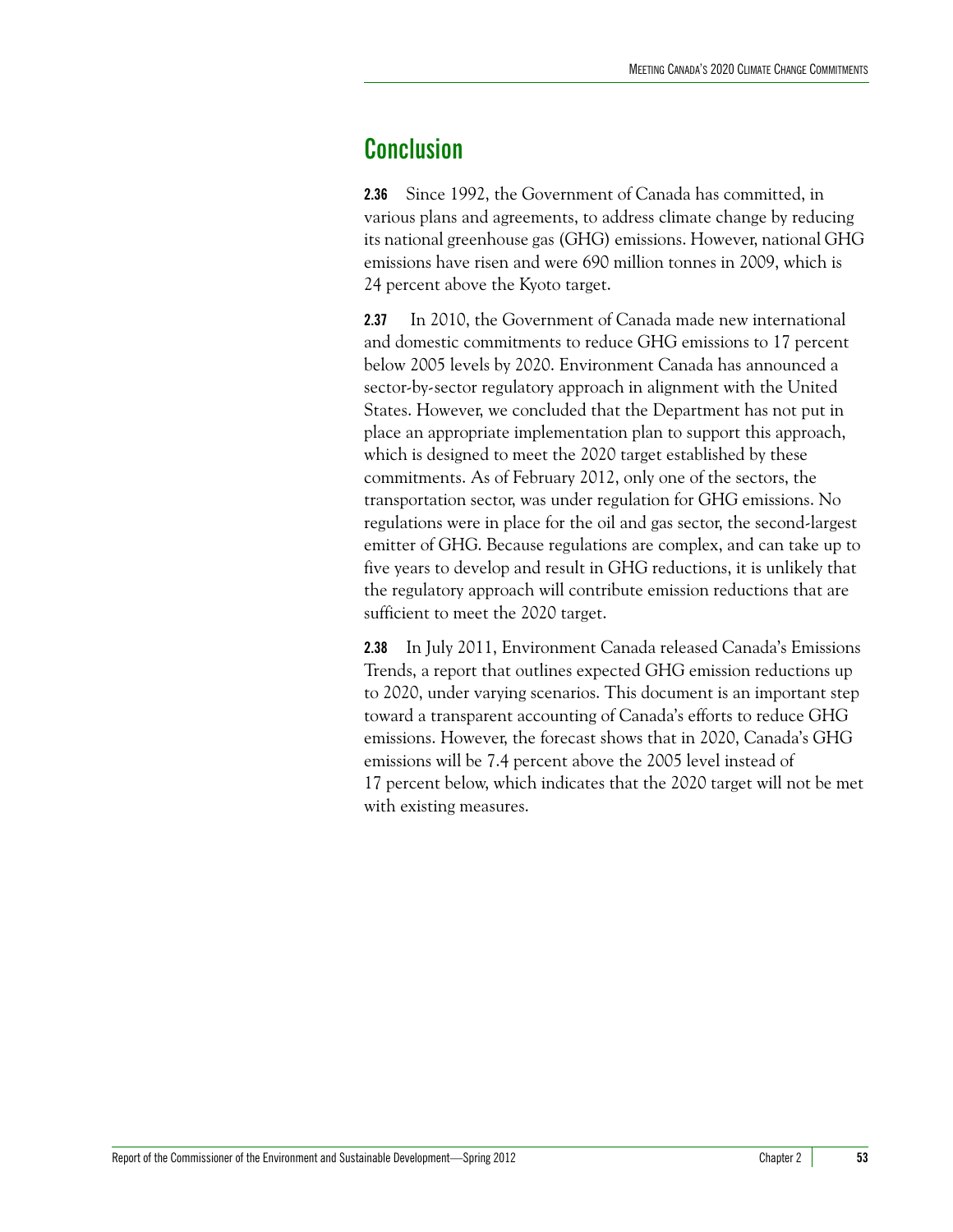## Conclusion

**2.36** Since 1992, the Government of Canada has committed, in various plans and agreements, to address climate change by reducing its national greenhouse gas (GHG) emissions. However, national GHG emissions have risen and were 690 million tonnes in 2009, which is 24 percent above the Kyoto target.

**2.37** In 2010, the Government of Canada made new international and domestic commitments to reduce GHG emissions to 17 percent below 2005 levels by 2020. Environment Canada has announced a sector-by-sector regulatory approach in alignment with the United States. However, we concluded that the Department has not put in place an appropriate implementation plan to support this approach, which is designed to meet the 2020 target established by these commitments. As of February 2012, only one of the sectors, the transportation sector, was under regulation for GHG emissions. No regulations were in place for the oil and gas sector, the second-largest emitter of GHG. Because regulations are complex, and can take up to five years to develop and result in GHG reductions, it is unlikely that the regulatory approach will contribute emission reductions that are sufficient to meet the 2020 target.

**2.38** In July 2011, Environment Canada released Canada's Emissions Trends, a report that outlines expected GHG emission reductions up to 2020, under varying scenarios. This document is an important step toward a transparent accounting of Canada's efforts to reduce GHG emissions. However, the forecast shows that in 2020, Canada's GHG emissions will be 7.4 percent above the 2005 level instead of 17 percent below, which indicates that the 2020 target will not be met with existing measures.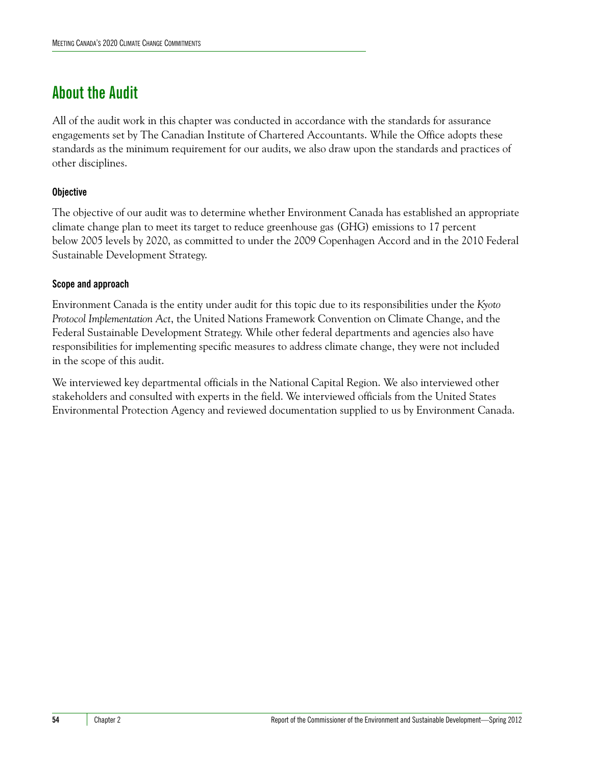## About the Audit

All of the audit work in this chapter was conducted in accordance with the standards for assurance engagements set by The Canadian Institute of Chartered Accountants. While the Office adopts these standards as the minimum requirement for our audits, we also draw upon the standards and practices of other disciplines.

### Objective

The objective of our audit was to determine whether Environment Canada has established an appropriate climate change plan to meet its target to reduce greenhouse gas (GHG) emissions to 17 percent below 2005 levels by 2020, as committed to under the 2009 Copenhagen Accord and in the 2010 Federal Sustainable Development Strategy.

### Scope and approach

Environment Canada is the entity under audit for this topic due to its responsibilities under the *Kyoto Protocol Implementation Act*, the United Nations Framework Convention on Climate Change, and the Federal Sustainable Development Strategy. While other federal departments and agencies also have responsibilities for implementing specific measures to address climate change, they were not included in the scope of this audit.

We interviewed key departmental officials in the National Capital Region. We also interviewed other stakeholders and consulted with experts in the field. We interviewed officials from the United States Environmental Protection Agency and reviewed documentation supplied to us by Environment Canada.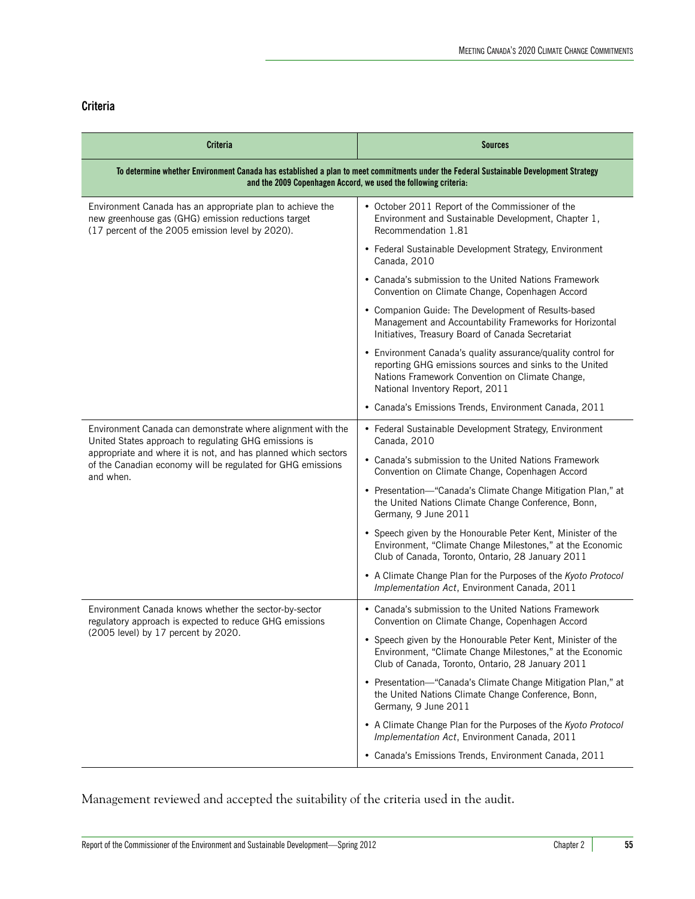## Criteria

| Criteria | Sources |
|---|---|
| **To determine whether Environment Canada has established a plan to meet commitments under the Federal Sustainable Development Strategy and the 2009 Copenhagen Accord, we used the following criteria:** | |
| Environment Canada has an appropriate plan to achieve the new greenhouse gas (GHG) emission reductions target (17 percent of the 2005 emission level by 2020). | • October 2011 Report of the Commissioner of the Environment and Sustainable Development, Chapter 1, Recommendation 1.81<br>• Federal Sustainable Development Strategy, Environment Canada, 2010<br>• Canada's submission to the United Nations Framework Convention on Climate Change, Copenhagen Accord<br>• Companion Guide: The Development of Results-based Management and Accountability Frameworks for Horizontal Initiatives, Treasury Board of Canada Secretariat<br>• Environment Canada's quality assurance/quality control for reporting GHG emissions sources and sinks to the United Nations Framework Convention on Climate Change, National Inventory Report, 2011<br>• Canada's Emissions Trends, Environment Canada, 2011 |
| Environment Canada can demonstrate where alignment with the United States approach to regulating GHG emissions is appropriate and where it is not, and has planned which sectors of the Canadian economy will be regulated for GHG emissions and when. | • Federal Sustainable Development Strategy, Environment Canada, 2010<br>• Canada's submission to the United Nations Framework Convention on Climate Change, Copenhagen Accord<br>• Presentation—"Canada's Climate Change Mitigation Plan," at the United Nations Climate Change Conference, Bonn, Germany, 9 June 2011<br>• Speech given by the Honourable Peter Kent, Minister of the Environment, "Climate Change Milestones," at the Economic Club of Canada, Toronto, Ontario, 28 January 2011<br>• A Climate Change Plan for the Purposes of the *Kyoto Protocol Implementation Act*, Environment Canada, 2011 |
| Environment Canada knows whether the sector-by-sector regulatory approach is expected to reduce GHG emissions (2005 level) by 17 percent by 2020. | • Canada's submission to the United Nations Framework Convention on Climate Change, Copenhagen Accord<br>• Speech given by the Honourable Peter Kent, Minister of the Environment, "Climate Change Milestones," at the Economic Club of Canada, Toronto, Ontario, 28 January 2011<br>• Presentation—"Canada's Climate Change Mitigation Plan," at the United Nations Climate Change Conference, Bonn, Germany, 9 June 2011<br>• A Climate Change Plan for the Purposes of the *Kyoto Protocol Implementation Act*, Environment Canada, 2011<br>• Canada's Emissions Trends, Environment Canada, 2011 |

Management reviewed and accepted the suitability of the criteria used in the audit.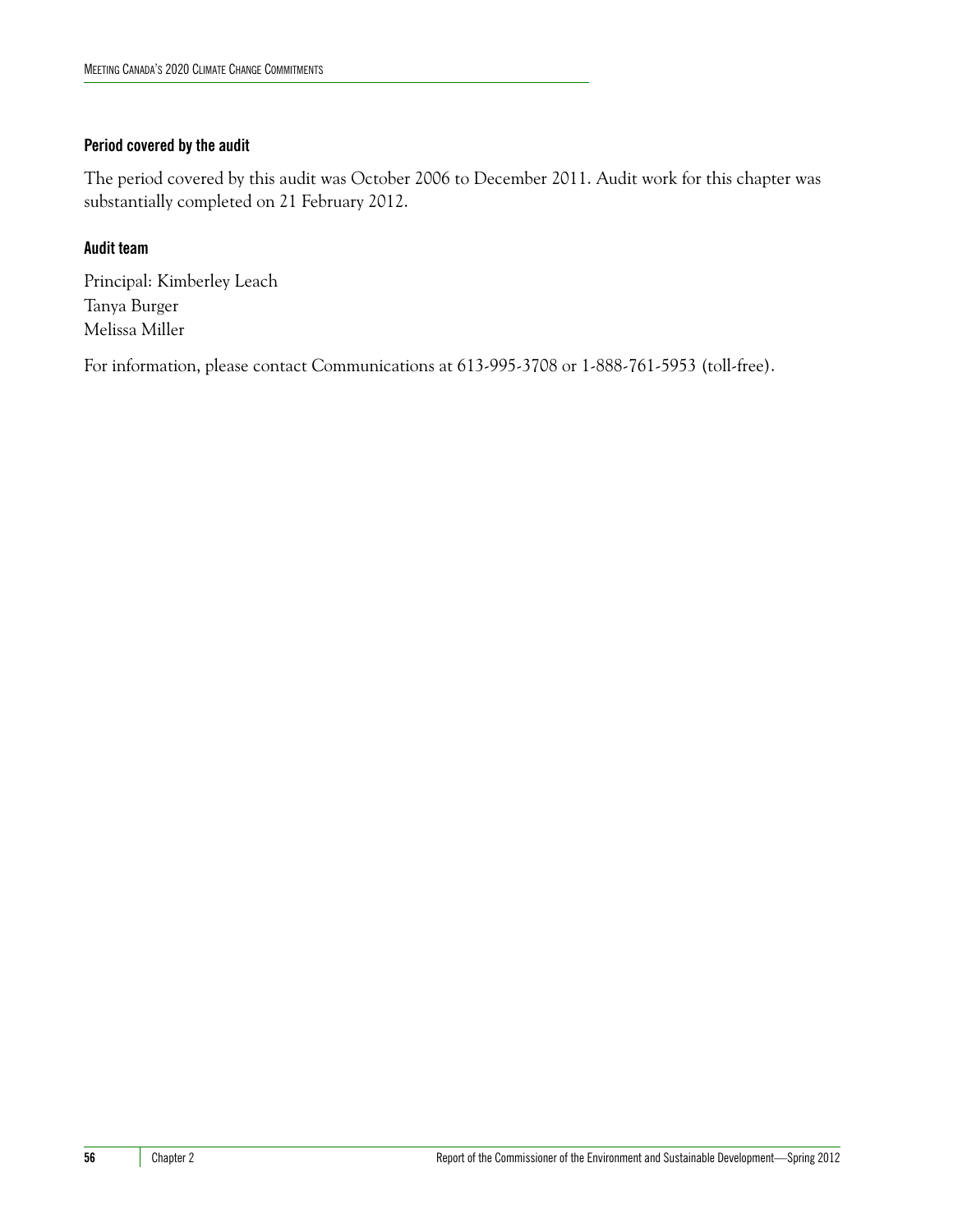#### Period covered by the audit

The period covered by this audit was October 2006 to December 2011. Audit work for this chapter was substantially completed on 21 February 2012.

#### Audit team

Principal: Kimberley Leach
Tanya Burger
Melissa Miller

For information, please contact Communications at 613-995-3708 or 1-888-761-5953 (toll-free).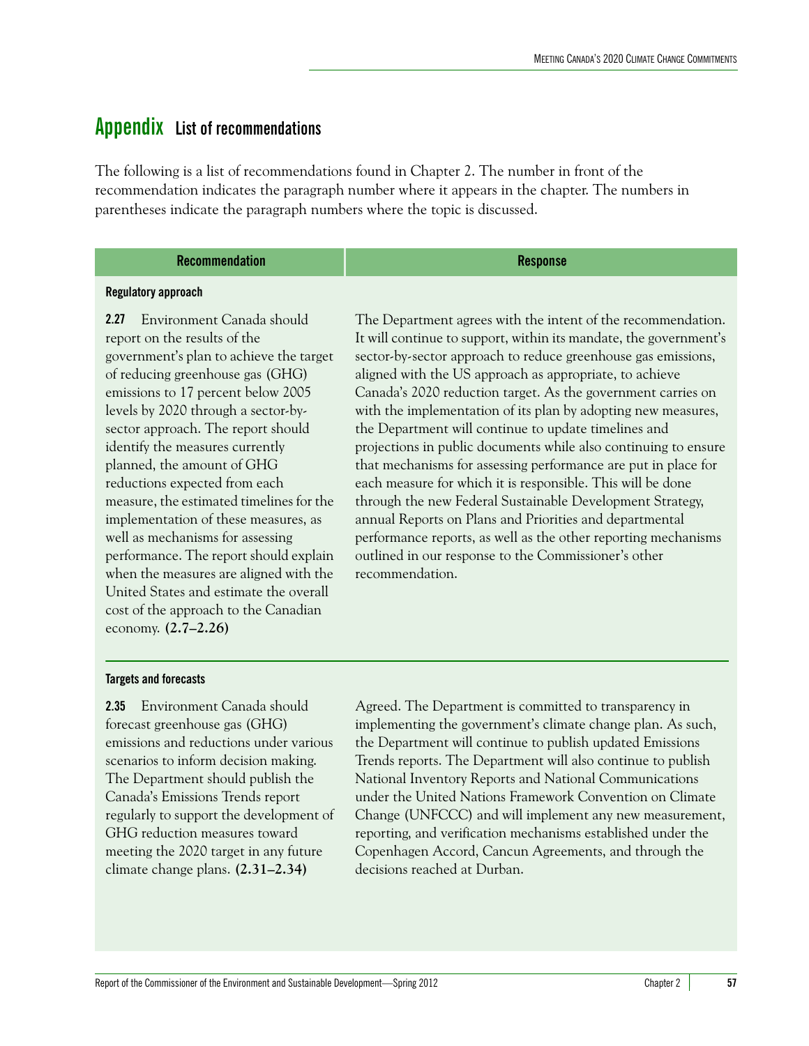## Appendix List of recommendations

The following is a list of recommendations found in Chapter 2. The number in front of the recommendation indicates the paragraph number where it appears in the chapter. The numbers in parentheses indicate the paragraph numbers where the topic is discussed.

| Recommendation | Response |
|---|---|
| **Regulatory approach** | |
| **2.27** Environment Canada should report on the results of the government's plan to achieve the target of reducing greenhouse gas (GHG) emissions to 17 percent below 2005 levels by 2020 through a sector-by-sector approach. The report should identify the measures currently planned, the amount of GHG reductions expected from each measure, the estimated timelines for the implementation of these measures, as well as mechanisms for assessing performance. The report should explain when the measures are aligned with the United States and estimate the overall cost of the approach to the Canadian economy. **(2.7–2.26)** | The Department agrees with the intent of the recommendation. It will continue to support, within its mandate, the government's sector-by-sector approach to reduce greenhouse gas emissions, aligned with the US approach as appropriate, to achieve Canada's 2020 reduction target. As the government carries on with the implementation of its plan by adopting new measures, the Department will continue to update timelines and projections in public documents while also continuing to ensure that mechanisms for assessing performance are put in place for each measure for which it is responsible. This will be done through the new Federal Sustainable Development Strategy, annual Reports on Plans and Priorities and departmental performance reports, as well as the other reporting mechanisms outlined in our response to the Commissioner's other recommendation. |
| **Targets and forecasts** | |
| **2.35** Environment Canada should forecast greenhouse gas (GHG) emissions and reductions under various scenarios to inform decision making. The Department should publish the Canada's Emissions Trends report regularly to support the development of GHG reduction measures toward meeting the 2020 target in any future climate change plans. **(2.31–2.34)** | Agreed. The Department is committed to transparency in implementing the government's climate change plan. As such, the Department will continue to publish updated Emissions Trends reports. The Department will also continue to publish National Inventory Reports and National Communications under the United Nations Framework Convention on Climate Change (UNFCCC) and will implement any new measurement, reporting, and verification mechanisms established under the Copenhagen Accord, Cancun Agreements, and through the decisions reached at Durban. |